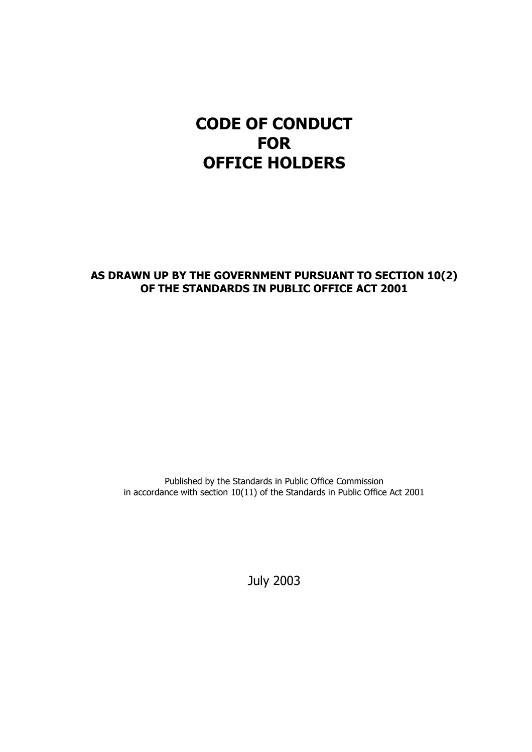# CODE OF CONDUCT FOR OFFICE HOLDERS

**AS DRAWN UP BY THE GOVERNMENT PURSUANT TO SECTION 10(2) OF THE STANDARDS IN PUBLIC OFFICE ACT 2001**

Published by the Standards in Public Office Commission
in accordance with section 10(11) of the Standards in Public Office Act 2001

July 2003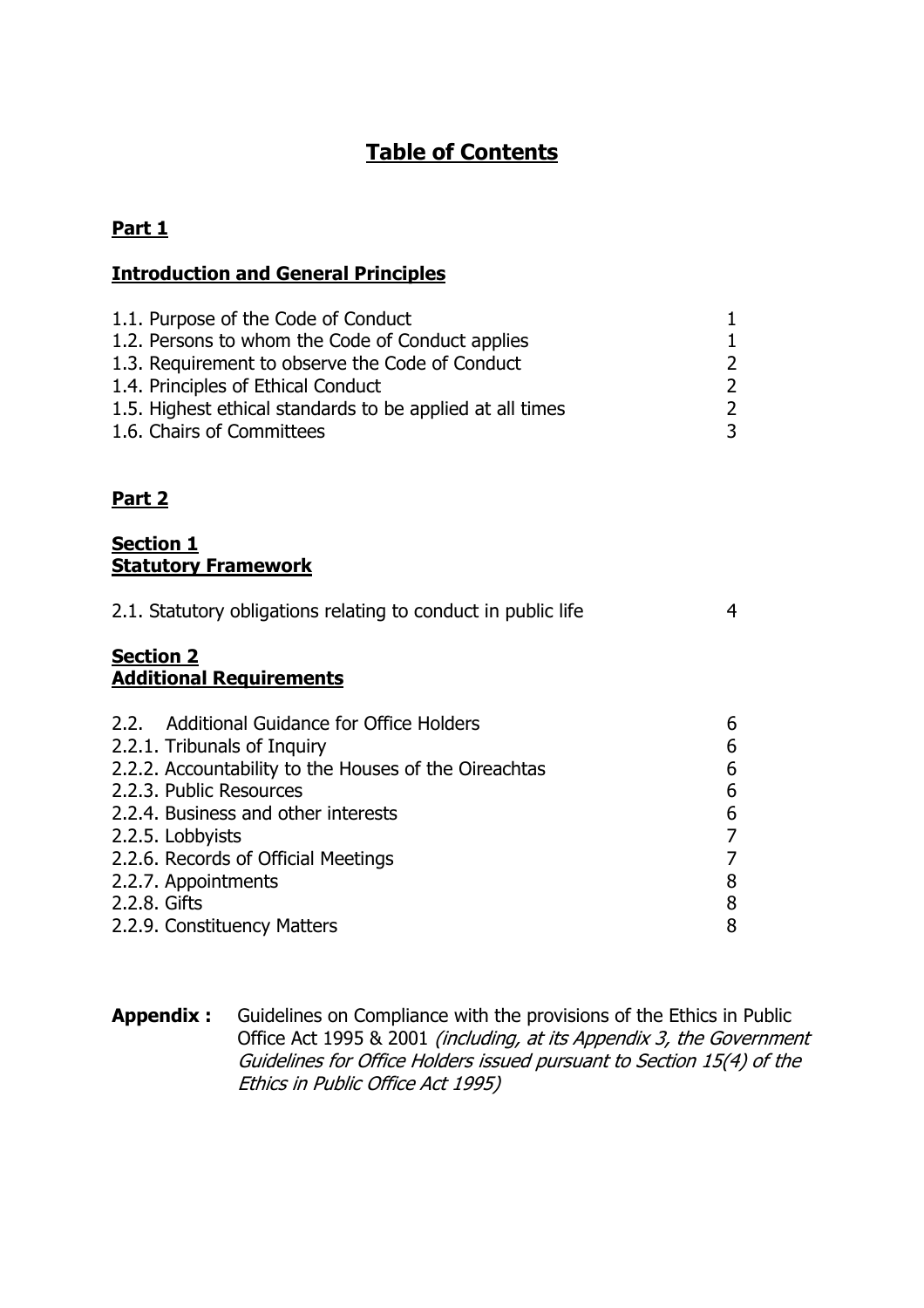# Table of Contents

## Part 1

## Introduction and General Principles

| | |
|---|---|
| 1.1. Purpose of the Code of Conduct | 1 |
| 1.2. Persons to whom the Code of Conduct applies | 1 |
| 1.3. Requirement to observe the Code of Conduct | 2 |
| 1.4. Principles of Ethical Conduct | 2 |
| 1.5. Highest ethical standards to be applied at all times | 2 |
| 1.6. Chairs of Committees | 3 |

## Part 2

### Section 1
### Statutory Framework

| | |
|---|---|
| 2.1. Statutory obligations relating to conduct in public life | 4 |

### Section 2
### Additional Requirements

| | |
|---|---|
| 2.2. Additional Guidance for Office Holders | 6 |
| 2.2.1. Tribunals of Inquiry | 6 |
| 2.2.2. Accountability to the Houses of the Oireachtas | 6 |
| 2.2.3. Public Resources | 6 |
| 2.2.4. Business and other interests | 6 |
| 2.2.5. Lobbyists | 7 |
| 2.2.6. Records of Official Meetings | 7 |
| 2.2.7. Appointments | 8 |
| 2.2.8. Gifts | 8 |
| 2.2.9. Constituency Matters | 8 |

**Appendix :** Guidelines on Compliance with the provisions of the Ethics in Public Office Act 1995 & 2001 *(including, at its Appendix 3, the Government Guidelines for Office Holders issued pursuant to Section 15(4) of the Ethics in Public Office Act 1995)*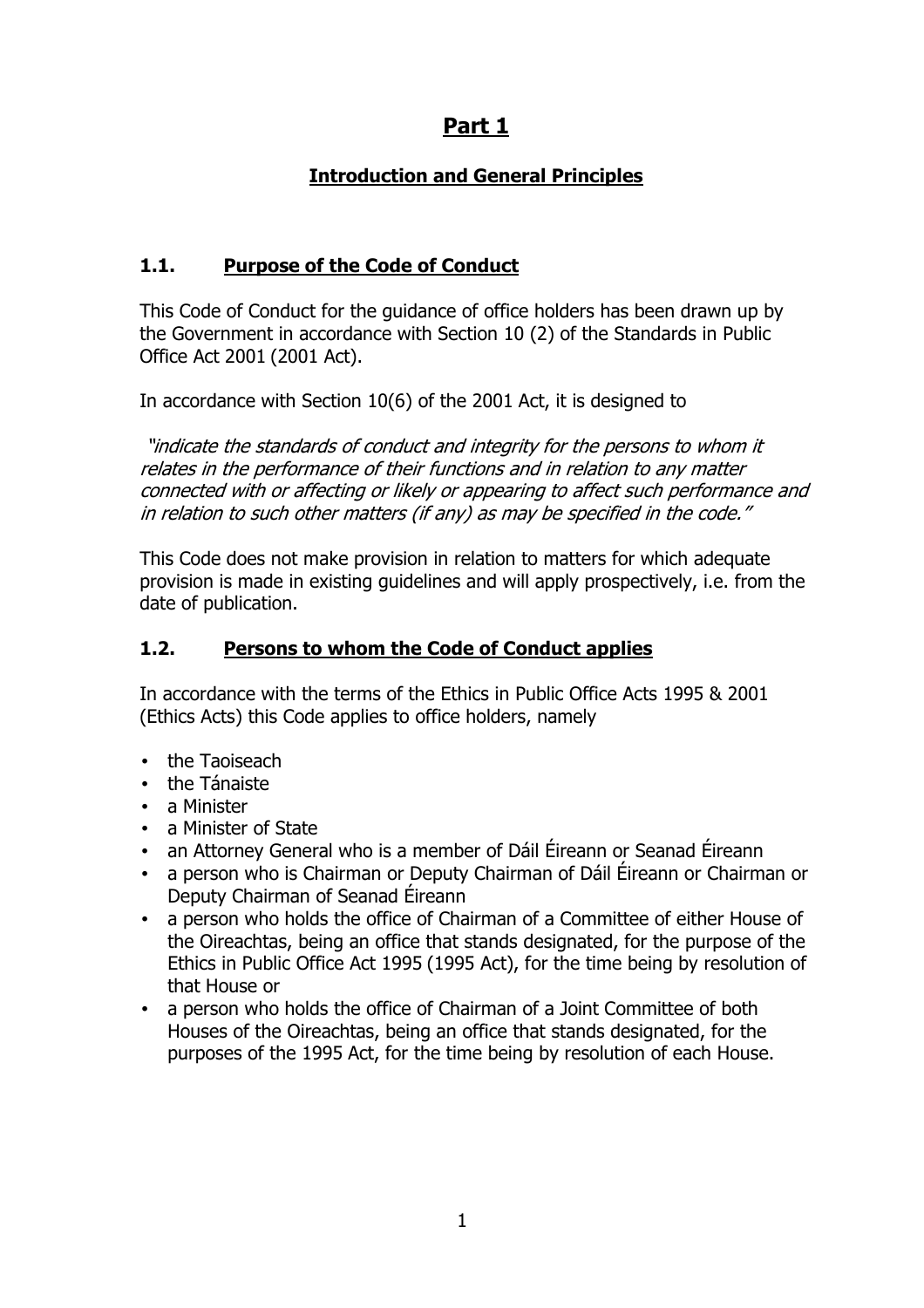# Part 1

## Introduction and General Principles

### 1.1. Purpose of the Code of Conduct

This Code of Conduct for the guidance of office holders has been drawn up by the Government in accordance with Section 10 (2) of the Standards in Public Office Act 2001 (2001 Act).

In accordance with Section 10(6) of the 2001 Act, it is designed to

*"indicate the standards of conduct and integrity for the persons to whom it relates in the performance of their functions and in relation to any matter connected with or affecting or likely or appearing to affect such performance and in relation to such other matters (if any) as may be specified in the code."*

This Code does not make provision in relation to matters for which adequate provision is made in existing guidelines and will apply prospectively, i.e. from the date of publication.

### 1.2. Persons to whom the Code of Conduct applies

In accordance with the terms of the Ethics in Public Office Acts 1995 & 2001 (Ethics Acts) this Code applies to office holders, namely

- the Taoiseach
- the Tánaiste
- a Minister
- a Minister of State
- an Attorney General who is a member of Dáil Éireann or Seanad Éireann
- a person who is Chairman or Deputy Chairman of Dáil Éireann or Chairman or Deputy Chairman of Seanad Éireann
- a person who holds the office of Chairman of a Committee of either House of the Oireachtas, being an office that stands designated, for the purpose of the Ethics in Public Office Act 1995 (1995 Act), for the time being by resolution of that House or
- a person who holds the office of Chairman of a Joint Committee of both Houses of the Oireachtas, being an office that stands designated, for the purposes of the 1995 Act, for the time being by resolution of each House.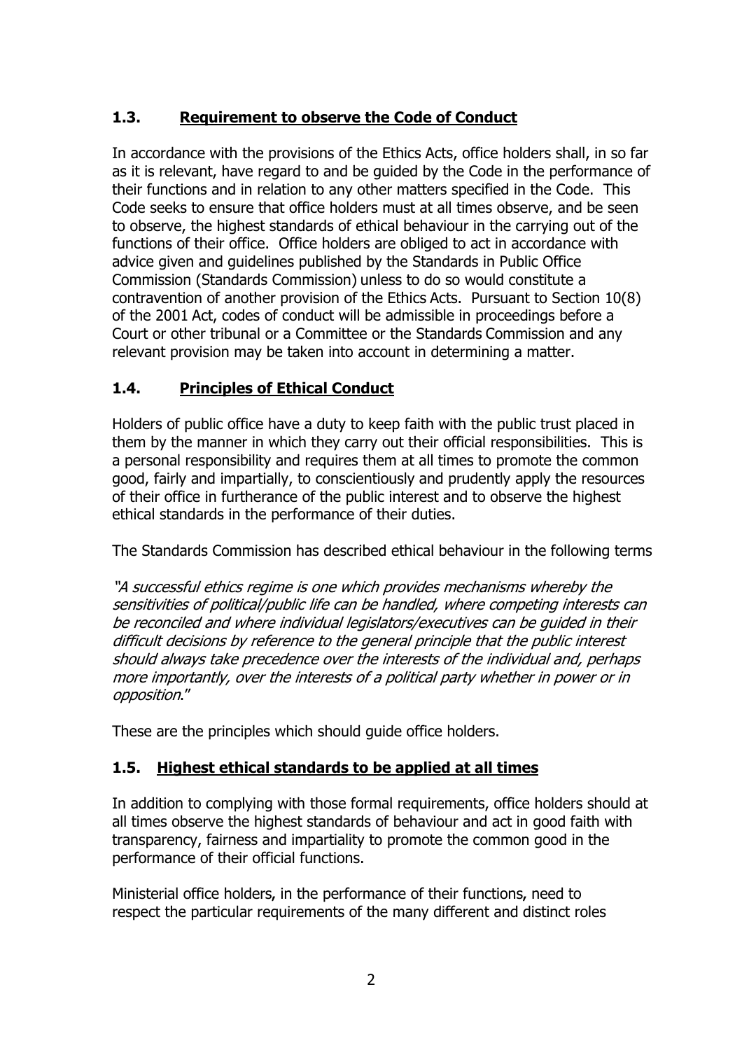## 1.3. Requirement to observe the Code of Conduct

In accordance with the provisions of the Ethics Acts, office holders shall, in so far as it is relevant, have regard to and be guided by the Code in the performance of their functions and in relation to any other matters specified in the Code. This Code seeks to ensure that office holders must at all times observe, and be seen to observe, the highest standards of ethical behaviour in the carrying out of the functions of their office. Office holders are obliged to act in accordance with advice given and guidelines published by the Standards in Public Office Commission (Standards Commission) unless to do so would constitute a contravention of another provision of the Ethics Acts. Pursuant to Section 10(8) of the 2001 Act, codes of conduct will be admissible in proceedings before a Court or other tribunal or a Committee or the Standards Commission and any relevant provision may be taken into account in determining a matter.

## 1.4. Principles of Ethical Conduct

Holders of public office have a duty to keep faith with the public trust placed in them by the manner in which they carry out their official responsibilities. This is a personal responsibility and requires them at all times to promote the common good, fairly and impartially, to conscientiously and prudently apply the resources of their office in furtherance of the public interest and to observe the highest ethical standards in the performance of their duties.

The Standards Commission has described ethical behaviour in the following terms

*"A successful ethics regime is one which provides mechanisms whereby the sensitivities of political/public life can be handled, where competing interests can be reconciled and where individual legislators/executives can be guided in their difficult decisions by reference to the general principle that the public interest should always take precedence over the interests of the individual and, perhaps more importantly, over the interests of a political party whether in power or in opposition*."

These are the principles which should guide office holders.

## 1.5. Highest ethical standards to be applied at all times

In addition to complying with those formal requirements, office holders should at all times observe the highest standards of behaviour and act in good faith with transparency, fairness and impartiality to promote the common good in the performance of their official functions.

Ministerial office holders, in the performance of their functions, need to respect the particular requirements of the many different and distinct roles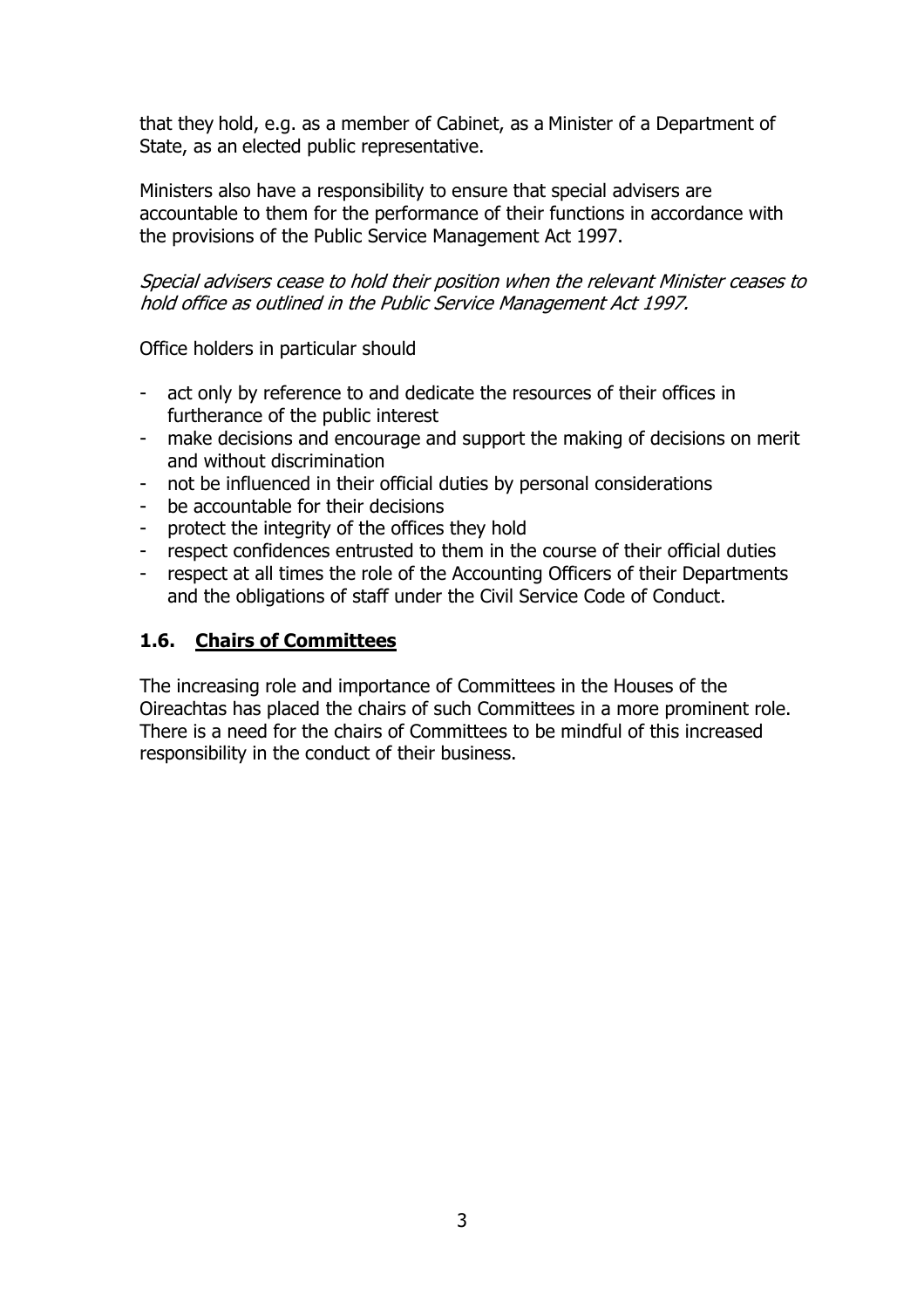that they hold, e.g. as a member of Cabinet, as a Minister of a Department of State, as an elected public representative.

Ministers also have a responsibility to ensure that special advisers are accountable to them for the performance of their functions in accordance with the provisions of the Public Service Management Act 1997.

*Special advisers cease to hold their position when the relevant Minister ceases to hold office as outlined in the Public Service Management Act 1997.*

Office holders in particular should

- act only by reference to and dedicate the resources of their offices in furtherance of the public interest
- make decisions and encourage and support the making of decisions on merit and without discrimination
- not be influenced in their official duties by personal considerations
- be accountable for their decisions
- protect the integrity of the offices they hold
- respect confidences entrusted to them in the course of their official duties
- respect at all times the role of the Accounting Officers of their Departments and the obligations of staff under the Civil Service Code of Conduct.

### 1.6. Chairs of Committees

The increasing role and importance of Committees in the Houses of the Oireachtas has placed the chairs of such Committees in a more prominent role. There is a need for the chairs of Committees to be mindful of this increased responsibility in the conduct of their business.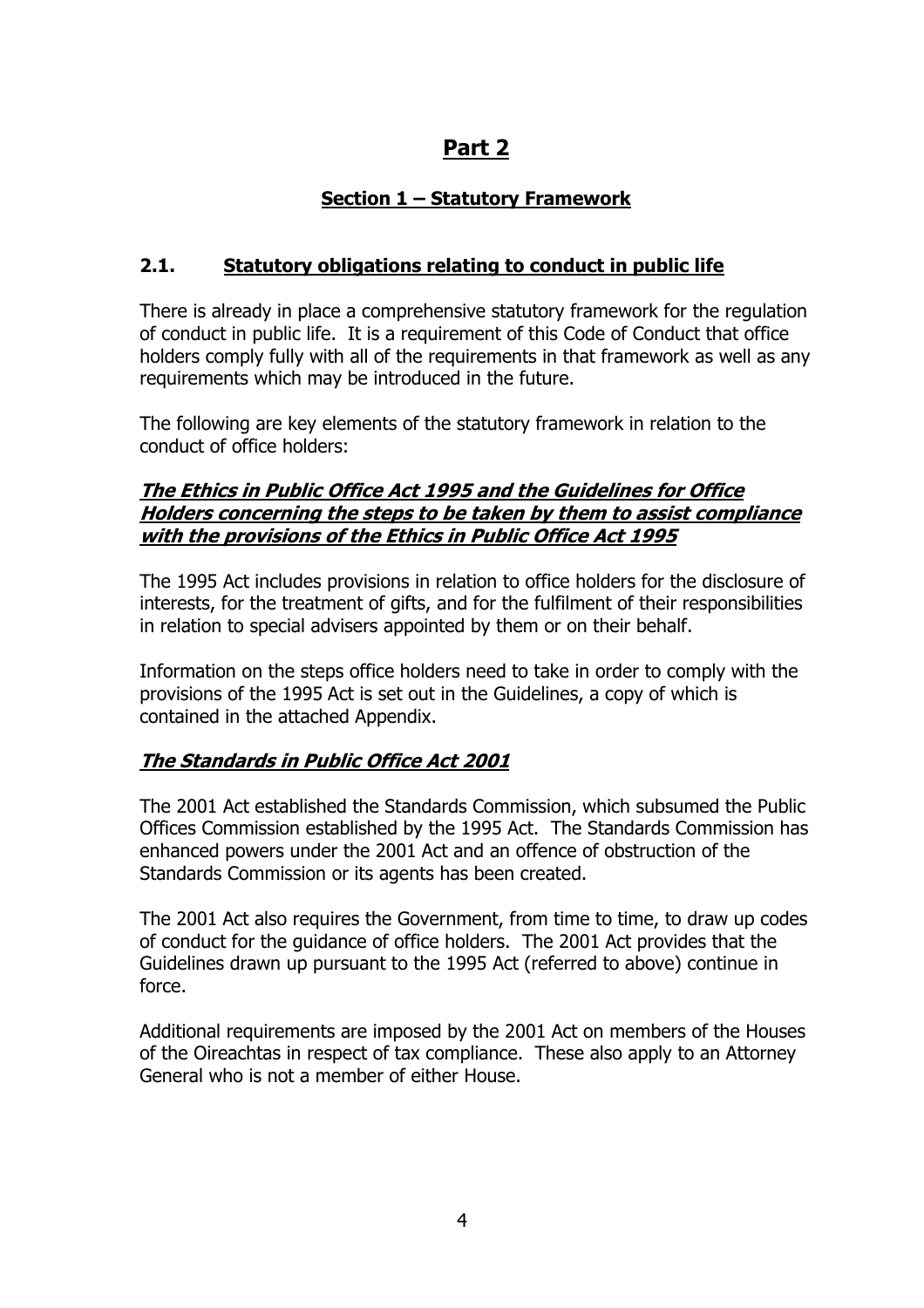# Part 2

## Section 1 – Statutory Framework

### 2.1. Statutory obligations relating to conduct in public life

There is already in place a comprehensive statutory framework for the regulation of conduct in public life. It is a requirement of this Code of Conduct that office holders comply fully with all of the requirements in that framework as well as any requirements which may be introduced in the future.

The following are key elements of the statutory framework in relation to the conduct of office holders:

***The Ethics in Public Office Act 1995 and the Guidelines for Office Holders concerning the steps to be taken by them to assist compliance with the provisions of the Ethics in Public Office Act 1995***

The 1995 Act includes provisions in relation to office holders for the disclosure of interests, for the treatment of gifts, and for the fulfilment of their responsibilities in relation to special advisers appointed by them or on their behalf.

Information on the steps office holders need to take in order to comply with the provisions of the 1995 Act is set out in the Guidelines, a copy of which is contained in the attached Appendix.

***The Standards in Public Office Act 2001***

The 2001 Act established the Standards Commission, which subsumed the Public Offices Commission established by the 1995 Act. The Standards Commission has enhanced powers under the 2001 Act and an offence of obstruction of the Standards Commission or its agents has been created.

The 2001 Act also requires the Government, from time to time, to draw up codes of conduct for the guidance of office holders. The 2001 Act provides that the Guidelines drawn up pursuant to the 1995 Act (referred to above) continue in force.

Additional requirements are imposed by the 2001 Act on members of the Houses of the Oireachtas in respect of tax compliance. These also apply to an Attorney General who is not a member of either House.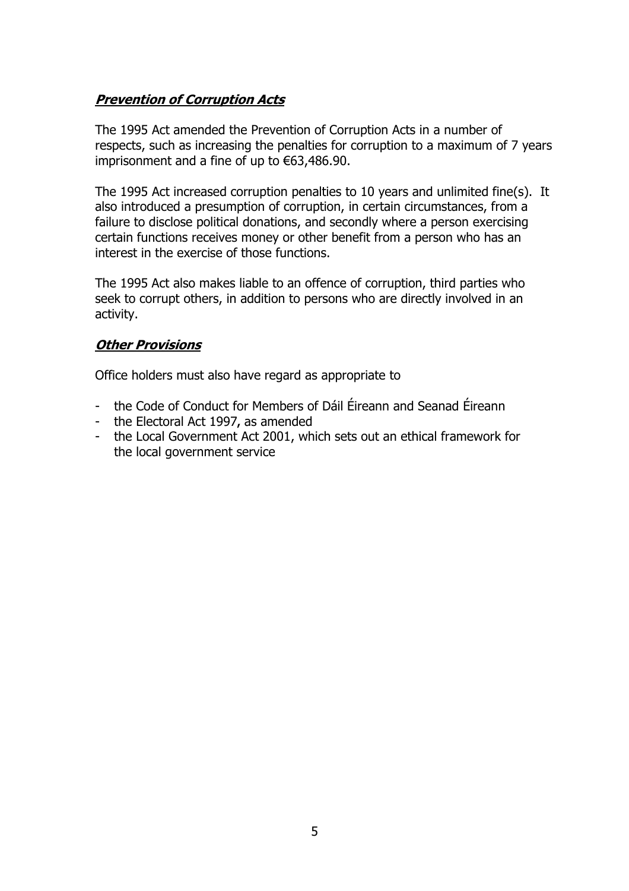***Prevention of Corruption Acts***

The 1995 Act amended the Prevention of Corruption Acts in a number of respects, such as increasing the penalties for corruption to a maximum of 7 years imprisonment and a fine of up to €63,486.90.

The 1995 Act increased corruption penalties to 10 years and unlimited fine(s). It also introduced a presumption of corruption, in certain circumstances, from a failure to disclose political donations, and secondly where a person exercising certain functions receives money or other benefit from a person who has an interest in the exercise of those functions.

The 1995 Act also makes liable to an offence of corruption, third parties who seek to corrupt others, in addition to persons who are directly involved in an activity.

***Other Provisions***

Office holders must also have regard as appropriate to

- the Code of Conduct for Members of Dáil Éireann and Seanad Éireann
- the Electoral Act 1997, as amended
- the Local Government Act 2001, which sets out an ethical framework for the local government service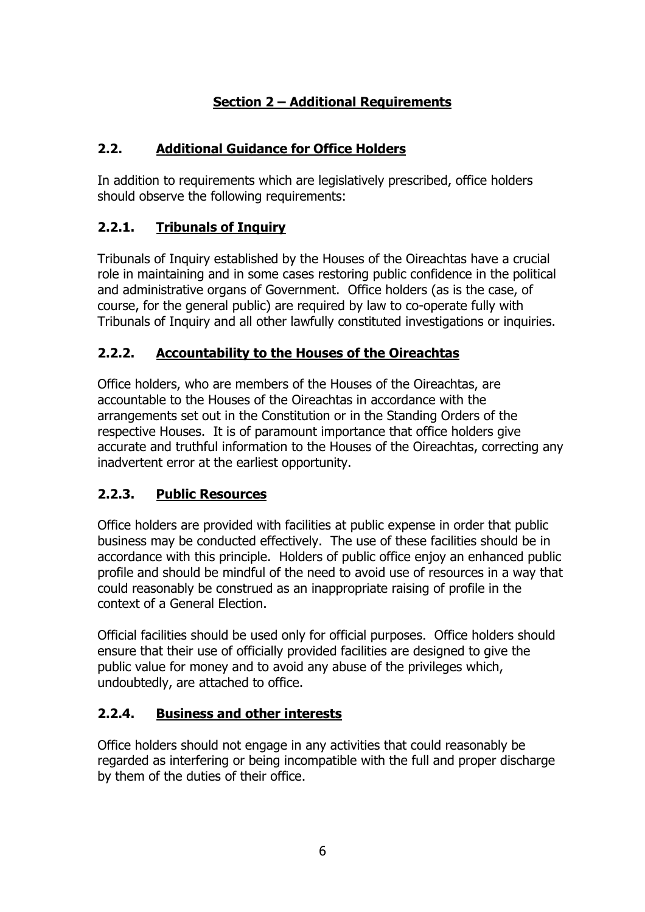# **Section 2 – Additional Requirements**

## **2.2. Additional Guidance for Office Holders**

In addition to requirements which are legislatively prescribed, office holders should observe the following requirements:

### **2.2.1. Tribunals of Inquiry**

Tribunals of Inquiry established by the Houses of the Oireachtas have a crucial role in maintaining and in some cases restoring public confidence in the political and administrative organs of Government. Office holders (as is the case, of course, for the general public) are required by law to co-operate fully with Tribunals of Inquiry and all other lawfully constituted investigations or inquiries.

### **2.2.2. Accountability to the Houses of the Oireachtas**

Office holders, who are members of the Houses of the Oireachtas, are accountable to the Houses of the Oireachtas in accordance with the arrangements set out in the Constitution or in the Standing Orders of the respective Houses. It is of paramount importance that office holders give accurate and truthful information to the Houses of the Oireachtas, correcting any inadvertent error at the earliest opportunity.

### **2.2.3. Public Resources**

Office holders are provided with facilities at public expense in order that public business may be conducted effectively. The use of these facilities should be in accordance with this principle. Holders of public office enjoy an enhanced public profile and should be mindful of the need to avoid use of resources in a way that could reasonably be construed as an inappropriate raising of profile in the context of a General Election.

Official facilities should be used only for official purposes. Office holders should ensure that their use of officially provided facilities are designed to give the public value for money and to avoid any abuse of the privileges which, undoubtedly, are attached to office.

### **2.2.4. Business and other interests**

Office holders should not engage in any activities that could reasonably be regarded as interfering or being incompatible with the full and proper discharge by them of the duties of their office.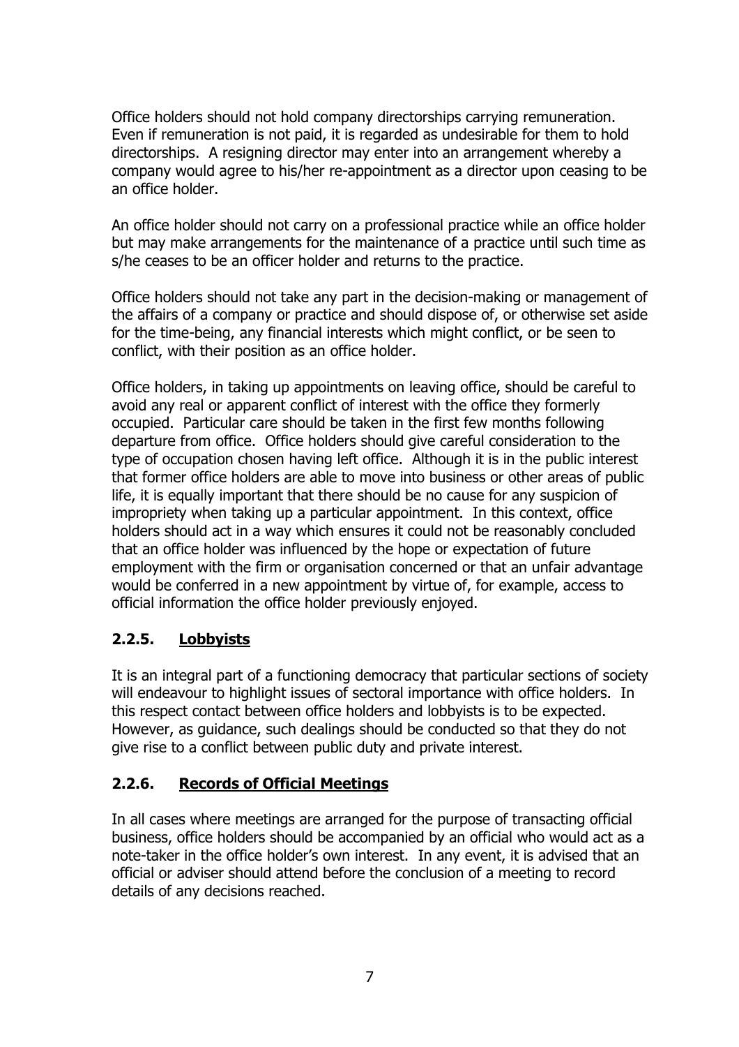Office holders should not hold company directorships carrying remuneration. Even if remuneration is not paid, it is regarded as undesirable for them to hold directorships. A resigning director may enter into an arrangement whereby a company would agree to his/her re-appointment as a director upon ceasing to be an office holder.

An office holder should not carry on a professional practice while an office holder but may make arrangements for the maintenance of a practice until such time as s/he ceases to be an officer holder and returns to the practice.

Office holders should not take any part in the decision-making or management of the affairs of a company or practice and should dispose of, or otherwise set aside for the time-being, any financial interests which might conflict, or be seen to conflict, with their position as an office holder.

Office holders, in taking up appointments on leaving office, should be careful to avoid any real or apparent conflict of interest with the office they formerly occupied. Particular care should be taken in the first few months following departure from office. Office holders should give careful consideration to the type of occupation chosen having left office. Although it is in the public interest that former office holders are able to move into business or other areas of public life, it is equally important that there should be no cause for any suspicion of impropriety when taking up a particular appointment. In this context, office holders should act in a way which ensures it could not be reasonably concluded that an office holder was influenced by the hope or expectation of future employment with the firm or organisation concerned or that an unfair advantage would be conferred in a new appointment by virtue of, for example, access to official information the office holder previously enjoyed.

### 2.2.5. Lobbyists

It is an integral part of a functioning democracy that particular sections of society will endeavour to highlight issues of sectoral importance with office holders. In this respect contact between office holders and lobbyists is to be expected. However, as guidance, such dealings should be conducted so that they do not give rise to a conflict between public duty and private interest.

### 2.2.6. Records of Official Meetings

In all cases where meetings are arranged for the purpose of transacting official business, office holders should be accompanied by an official who would act as a note-taker in the office holder's own interest. In any event, it is advised that an official or adviser should attend before the conclusion of a meeting to record details of any decisions reached.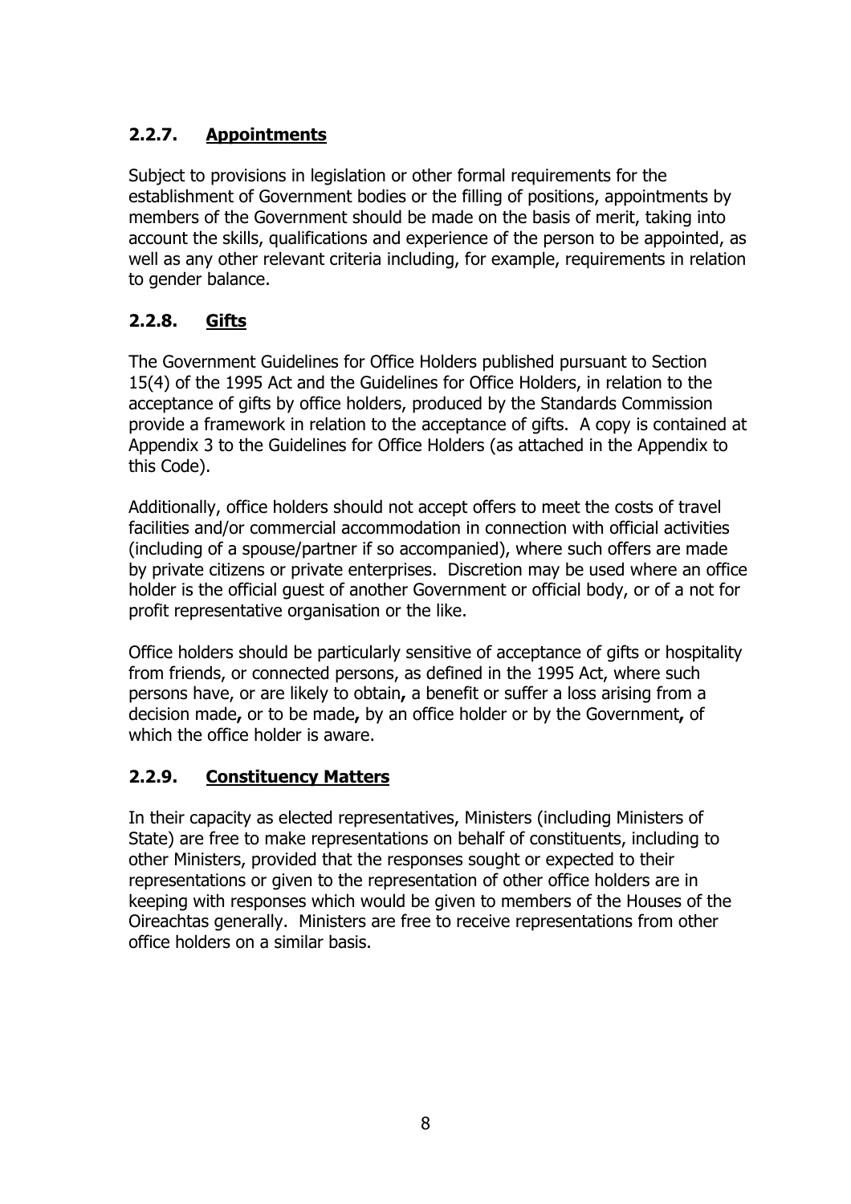### 2.2.7. Appointments

Subject to provisions in legislation or other formal requirements for the establishment of Government bodies or the filling of positions, appointments by members of the Government should be made on the basis of merit, taking into account the skills, qualifications and experience of the person to be appointed, as well as any other relevant criteria including, for example, requirements in relation to gender balance.

### 2.2.8. Gifts

The Government Guidelines for Office Holders published pursuant to Section 15(4) of the 1995 Act and the Guidelines for Office Holders, in relation to the acceptance of gifts by office holders, produced by the Standards Commission provide a framework in relation to the acceptance of gifts. A copy is contained at Appendix 3 to the Guidelines for Office Holders (as attached in the Appendix to this Code).

Additionally, office holders should not accept offers to meet the costs of travel facilities and/or commercial accommodation in connection with official activities (including of a spouse/partner if so accompanied), where such offers are made by private citizens or private enterprises. Discretion may be used where an office holder is the official guest of another Government or official body, or of a not for profit representative organisation or the like.

Office holders should be particularly sensitive of acceptance of gifts or hospitality from friends, or connected persons, as defined in the 1995 Act, where such persons have, or are likely to obtain**,** a benefit or suffer a loss arising from a decision made**,** or to be made**,** by an office holder or by the Government**,** of which the office holder is aware.

### 2.2.9. Constituency Matters

In their capacity as elected representatives, Ministers (including Ministers of State) are free to make representations on behalf of constituents, including to other Ministers, provided that the responses sought or expected to their representations or given to the representation of other office holders are in keeping with responses which would be given to members of the Houses of the Oireachtas generally. Ministers are free to receive representations from other office holders on a similar basis.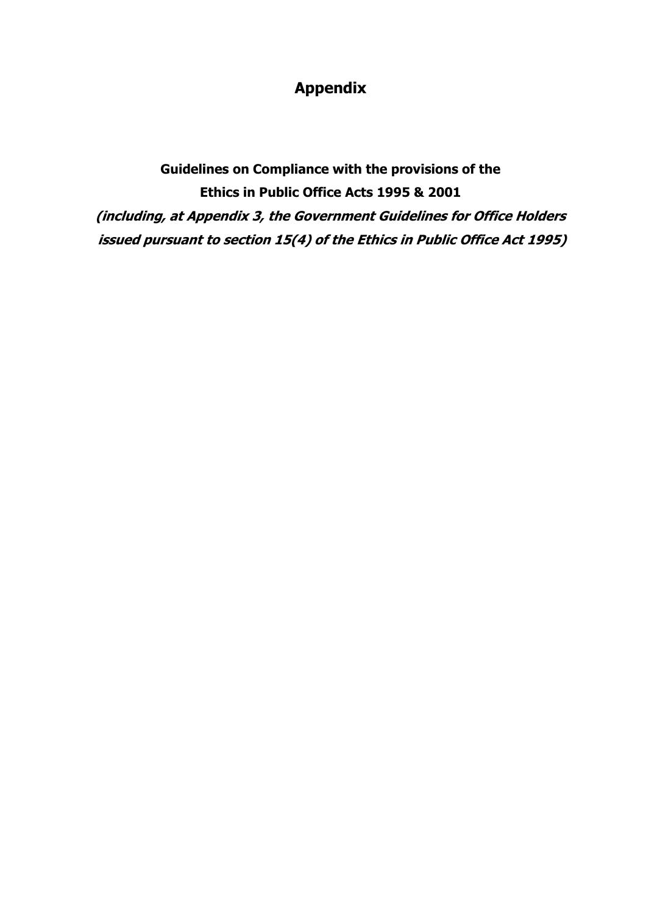# Appendix

**Guidelines on Compliance with the provisions of the Ethics in Public Office Acts 1995 & 2001**

***(including, at Appendix 3, the Government Guidelines for Office Holders issued pursuant to section 15(4) of the Ethics in Public Office Act 1995)***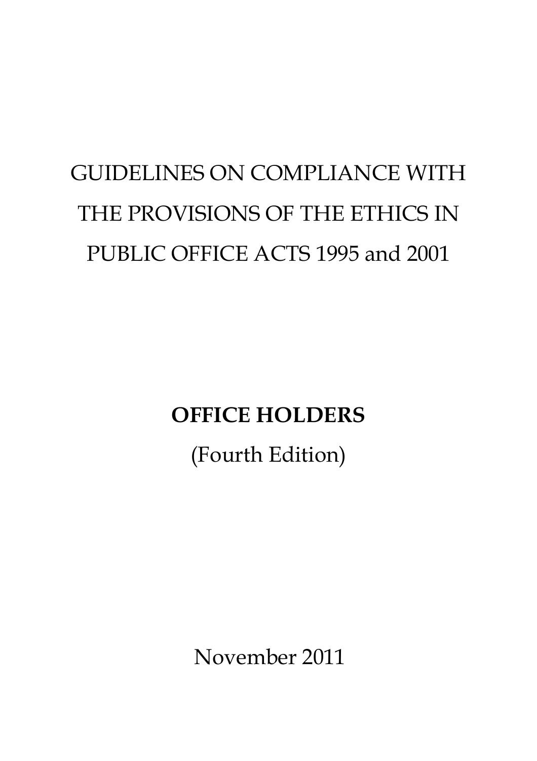# GUIDELINES ON COMPLIANCE WITH THE PROVISIONS OF THE ETHICS IN PUBLIC OFFICE ACTS 1995 and 2001

## OFFICE HOLDERS

(Fourth Edition)

November 2011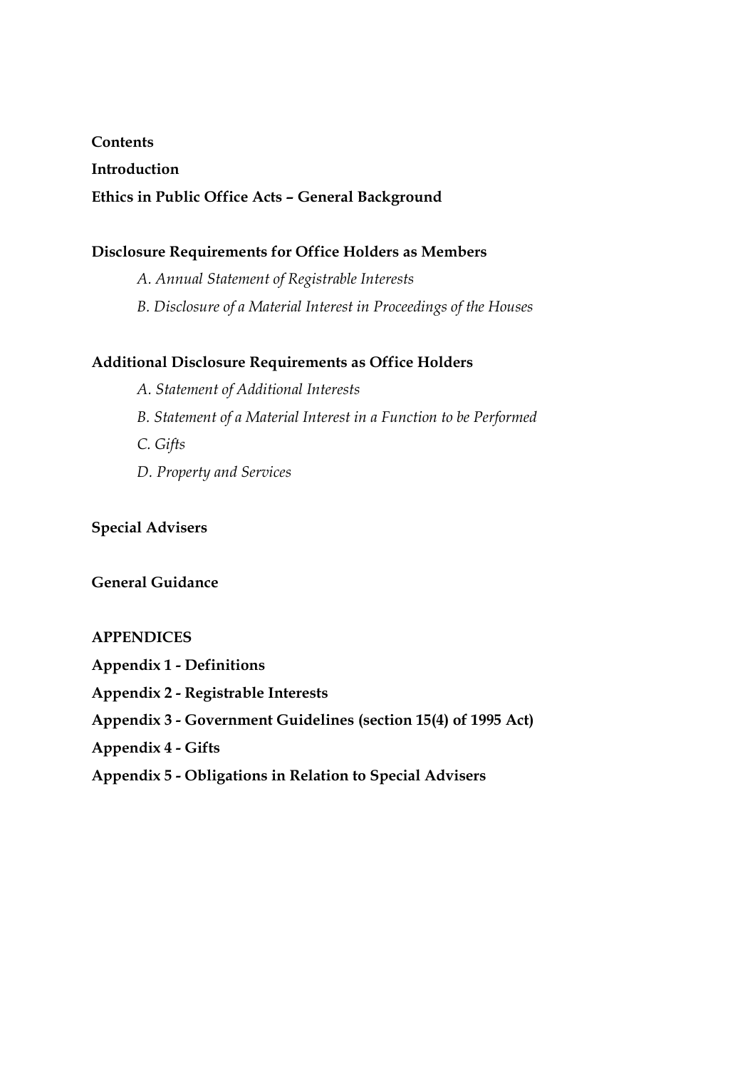**Contents**

**Introduction**

**Ethics in Public Office Acts – General Background**

**Disclosure Requirements for Office Holders as Members**

*A. Annual Statement of Registrable Interests*

*B. Disclosure of a Material Interest in Proceedings of the Houses*

**Additional Disclosure Requirements as Office Holders**

*A. Statement of Additional Interests*

*B. Statement of a Material Interest in a Function to be Performed*

*C. Gifts*

*D. Property and Services*

**Special Advisers**

**General Guidance**

**APPENDICES**

**Appendix 1 - Definitions**

**Appendix 2 - Registrable Interests**

**Appendix 3 - Government Guidelines (section 15(4) of 1995 Act)**

**Appendix 4 - Gifts**

**Appendix 5 - Obligations in Relation to Special Advisers**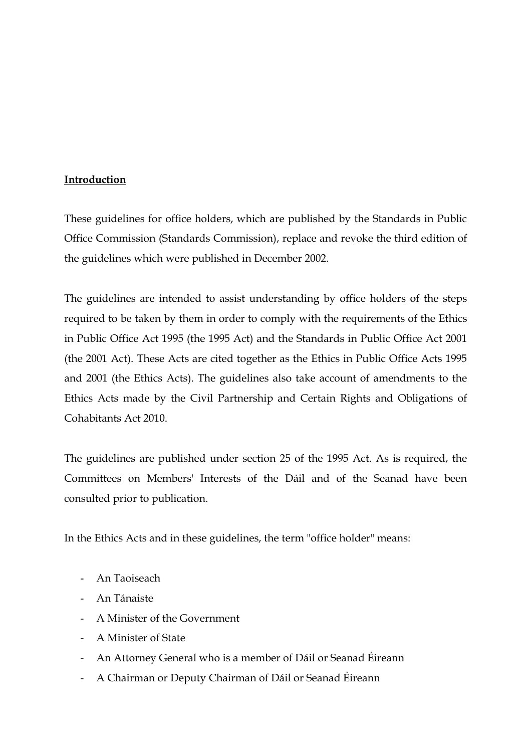**Introduction**

These guidelines for office holders, which are published by the Standards in Public Office Commission (Standards Commission), replace and revoke the third edition of the guidelines which were published in December 2002.

The guidelines are intended to assist understanding by office holders of the steps required to be taken by them in order to comply with the requirements of the Ethics in Public Office Act 1995 (the 1995 Act) and the Standards in Public Office Act 2001 (the 2001 Act). These Acts are cited together as the Ethics in Public Office Acts 1995 and 2001 (the Ethics Acts). The guidelines also take account of amendments to the Ethics Acts made by the Civil Partnership and Certain Rights and Obligations of Cohabitants Act 2010.

The guidelines are published under section 25 of the 1995 Act. As is required, the Committees on Members' Interests of the Dáil and of the Seanad have been consulted prior to publication.

In the Ethics Acts and in these guidelines, the term "office holder" means:

- An Taoiseach
- An Tánaiste
- A Minister of the Government
- A Minister of State
- An Attorney General who is a member of Dáil or Seanad Éireann
- A Chairman or Deputy Chairman of Dáil or Seanad Éireann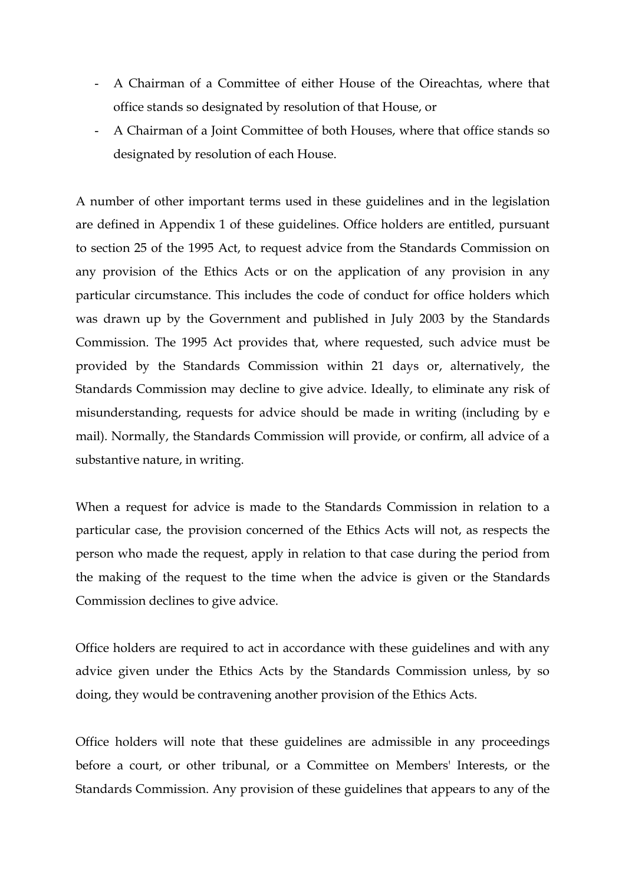- A Chairman of a Committee of either House of the Oireachtas, where that office stands so designated by resolution of that House, or
- A Chairman of a Joint Committee of both Houses, where that office stands so designated by resolution of each House.

A number of other important terms used in these guidelines and in the legislation are defined in Appendix 1 of these guidelines. Office holders are entitled, pursuant to section 25 of the 1995 Act, to request advice from the Standards Commission on any provision of the Ethics Acts or on the application of any provision in any particular circumstance. This includes the code of conduct for office holders which was drawn up by the Government and published in July 2003 by the Standards Commission. The 1995 Act provides that, where requested, such advice must be provided by the Standards Commission within 21 days or, alternatively, the Standards Commission may decline to give advice. Ideally, to eliminate any risk of misunderstanding, requests for advice should be made in writing (including by e mail). Normally, the Standards Commission will provide, or confirm, all advice of a substantive nature, in writing.

When a request for advice is made to the Standards Commission in relation to a particular case, the provision concerned of the Ethics Acts will not, as respects the person who made the request, apply in relation to that case during the period from the making of the request to the time when the advice is given or the Standards Commission declines to give advice.

Office holders are required to act in accordance with these guidelines and with any advice given under the Ethics Acts by the Standards Commission unless, by so doing, they would be contravening another provision of the Ethics Acts.

Office holders will note that these guidelines are admissible in any proceedings before a court, or other tribunal, or a Committee on Members' Interests, or the Standards Commission. Any provision of these guidelines that appears to any of the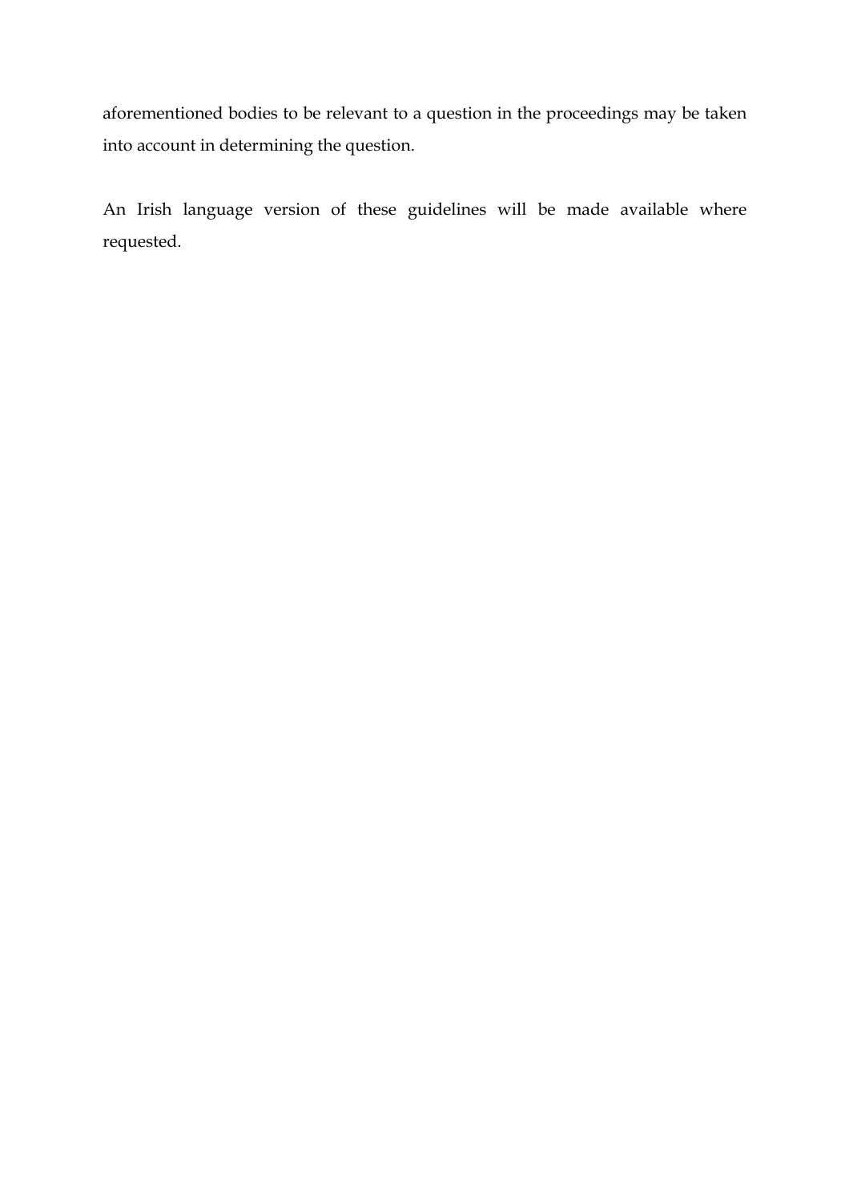aforementioned bodies to be relevant to a question in the proceedings may be taken into account in determining the question.

An Irish language version of these guidelines will be made available where requested.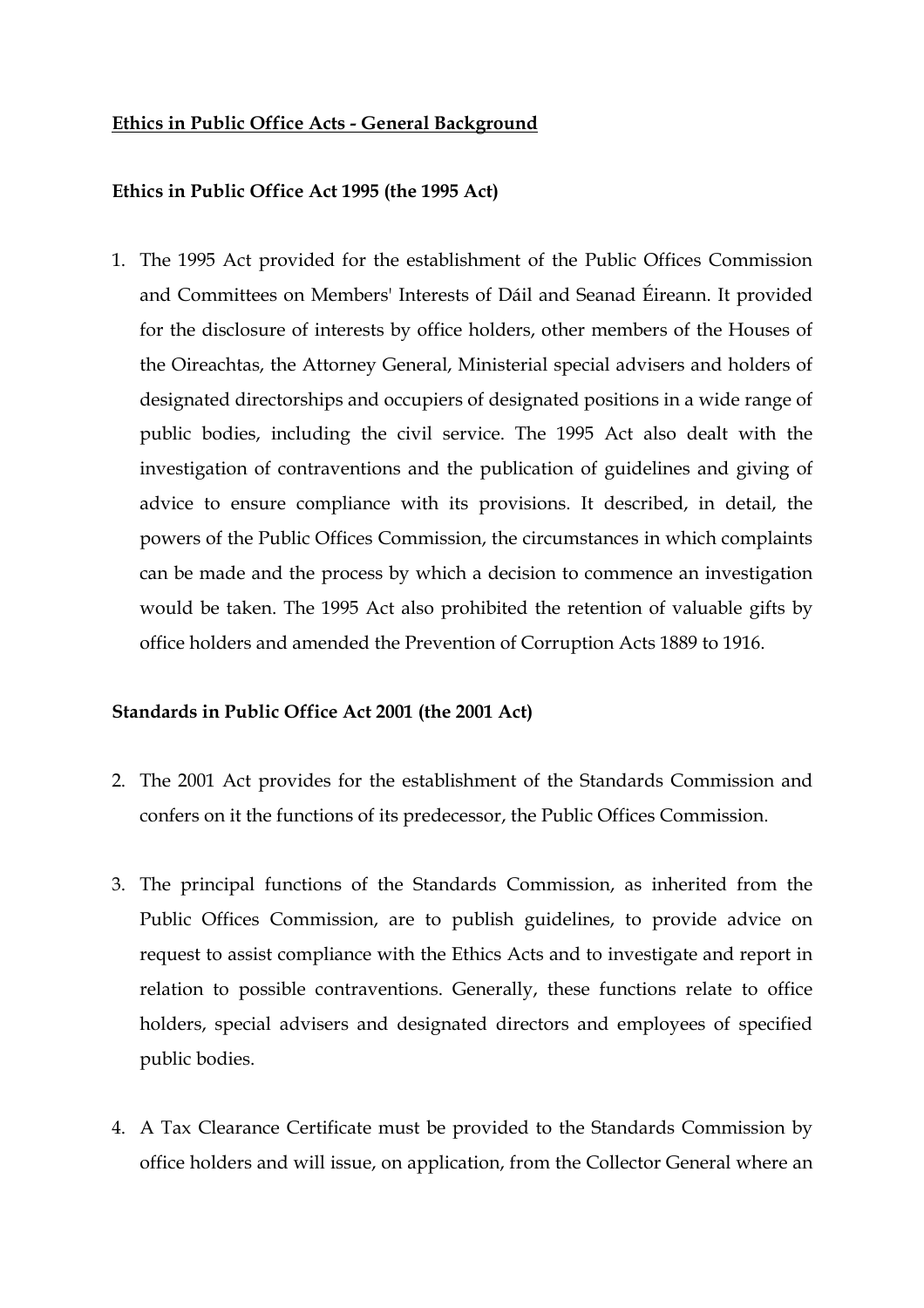**Ethics in Public Office Acts - General Background**

**Ethics in Public Office Act 1995 (the 1995 Act)**

1. The 1995 Act provided for the establishment of the Public Offices Commission and Committees on Members' Interests of Dáil and Seanad Éireann. It provided for the disclosure of interests by office holders, other members of the Houses of the Oireachtas, the Attorney General, Ministerial special advisers and holders of designated directorships and occupiers of designated positions in a wide range of public bodies, including the civil service. The 1995 Act also dealt with the investigation of contraventions and the publication of guidelines and giving of advice to ensure compliance with its provisions. It described, in detail, the powers of the Public Offices Commission, the circumstances in which complaints can be made and the process by which a decision to commence an investigation would be taken. The 1995 Act also prohibited the retention of valuable gifts by office holders and amended the Prevention of Corruption Acts 1889 to 1916.

**Standards in Public Office Act 2001 (the 2001 Act)**

2. The 2001 Act provides for the establishment of the Standards Commission and confers on it the functions of its predecessor, the Public Offices Commission.

3. The principal functions of the Standards Commission, as inherited from the Public Offices Commission, are to publish guidelines, to provide advice on request to assist compliance with the Ethics Acts and to investigate and report in relation to possible contraventions. Generally, these functions relate to office holders, special advisers and designated directors and employees of specified public bodies.

4. A Tax Clearance Certificate must be provided to the Standards Commission by office holders and will issue, on application, from the Collector General where an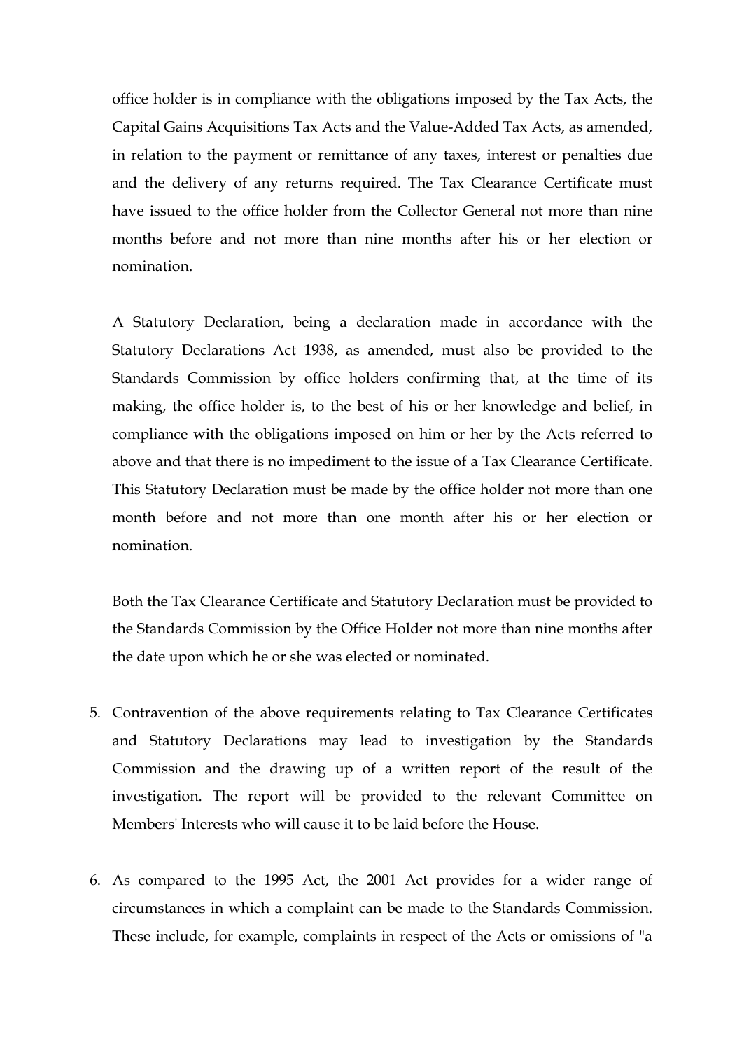office holder is in compliance with the obligations imposed by the Tax Acts, the Capital Gains Acquisitions Tax Acts and the Value-Added Tax Acts, as amended, in relation to the payment or remittance of any taxes, interest or penalties due and the delivery of any returns required. The Tax Clearance Certificate must have issued to the office holder from the Collector General not more than nine months before and not more than nine months after his or her election or nomination.

A Statutory Declaration, being a declaration made in accordance with the Statutory Declarations Act 1938, as amended, must also be provided to the Standards Commission by office holders confirming that, at the time of its making, the office holder is, to the best of his or her knowledge and belief, in compliance with the obligations imposed on him or her by the Acts referred to above and that there is no impediment to the issue of a Tax Clearance Certificate. This Statutory Declaration must be made by the office holder not more than one month before and not more than one month after his or her election or nomination.

Both the Tax Clearance Certificate and Statutory Declaration must be provided to the Standards Commission by the Office Holder not more than nine months after the date upon which he or she was elected or nominated.

5. Contravention of the above requirements relating to Tax Clearance Certificates and Statutory Declarations may lead to investigation by the Standards Commission and the drawing up of a written report of the result of the investigation. The report will be provided to the relevant Committee on Members' Interests who will cause it to be laid before the House.

6. As compared to the 1995 Act, the 2001 Act provides for a wider range of circumstances in which a complaint can be made to the Standards Commission. These include, for example, complaints in respect of the Acts or omissions of "a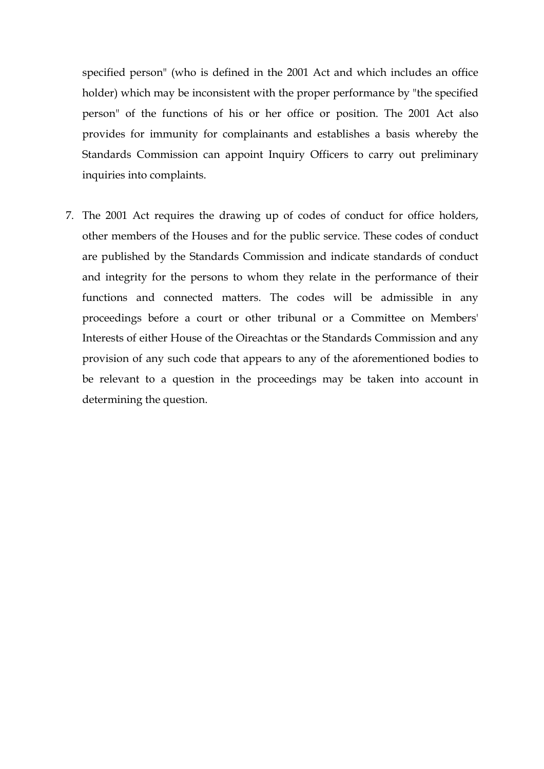specified person" (who is defined in the 2001 Act and which includes an office holder) which may be inconsistent with the proper performance by "the specified person" of the functions of his or her office or position. The 2001 Act also provides for immunity for complainants and establishes a basis whereby the Standards Commission can appoint Inquiry Officers to carry out preliminary inquiries into complaints.

7. The 2001 Act requires the drawing up of codes of conduct for office holders, other members of the Houses and for the public service. These codes of conduct are published by the Standards Commission and indicate standards of conduct and integrity for the persons to whom they relate in the performance of their functions and connected matters. The codes will be admissible in any proceedings before a court or other tribunal or a Committee on Members' Interests of either House of the Oireachtas or the Standards Commission and any provision of any such code that appears to any of the aforementioned bodies to be relevant to a question in the proceedings may be taken into account in determining the question.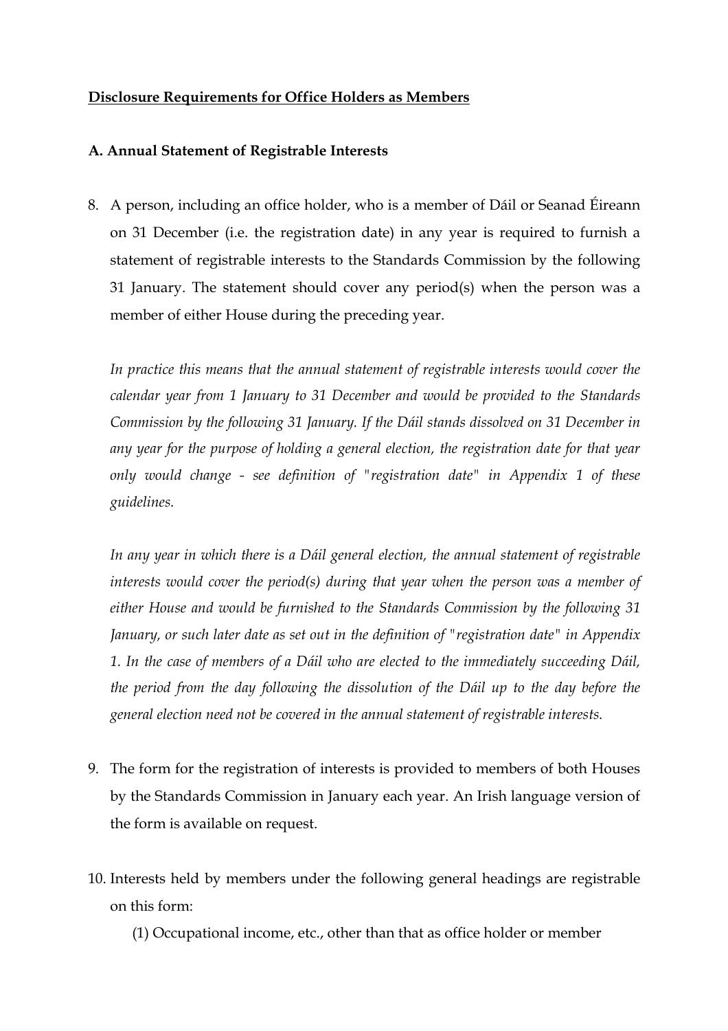**<u>Disclosure Requirements for Office Holders as Members</u>**

**A. Annual Statement of Registrable Interests**

8. A person, including an office holder, who is a member of Dáil or Seanad Éireann on 31 December (i.e. the registration date) in any year is required to furnish a statement of registrable interests to the Standards Commission by the following 31 January. The statement should cover any period(s) when the person was a member of either House during the preceding year.

   *In practice this means that the annual statement of registrable interests would cover the calendar year from 1 January to 31 December and would be provided to the Standards Commission by the following 31 January. If the Dáil stands dissolved on 31 December in any year for the purpose of holding a general election, the registration date for that year only would change - see definition of "registration date" in Appendix 1 of these guidelines.*

   *In any year in which there is a Dáil general election, the annual statement of registrable interests would cover the period(s) during that year when the person was a member of either House and would be furnished to the Standards Commission by the following 31 January, or such later date as set out in the definition of "registration date" in Appendix 1. In the case of members of a Dáil who are elected to the immediately succeeding Dáil, the period from the day following the dissolution of the Dáil up to the day before the general election need not be covered in the annual statement of registrable interests.*

9. The form for the registration of interests is provided to members of both Houses by the Standards Commission in January each year. An Irish language version of the form is available on request.

10. Interests held by members under the following general headings are registrable on this form:

    (1) Occupational income, etc., other than that as office holder or member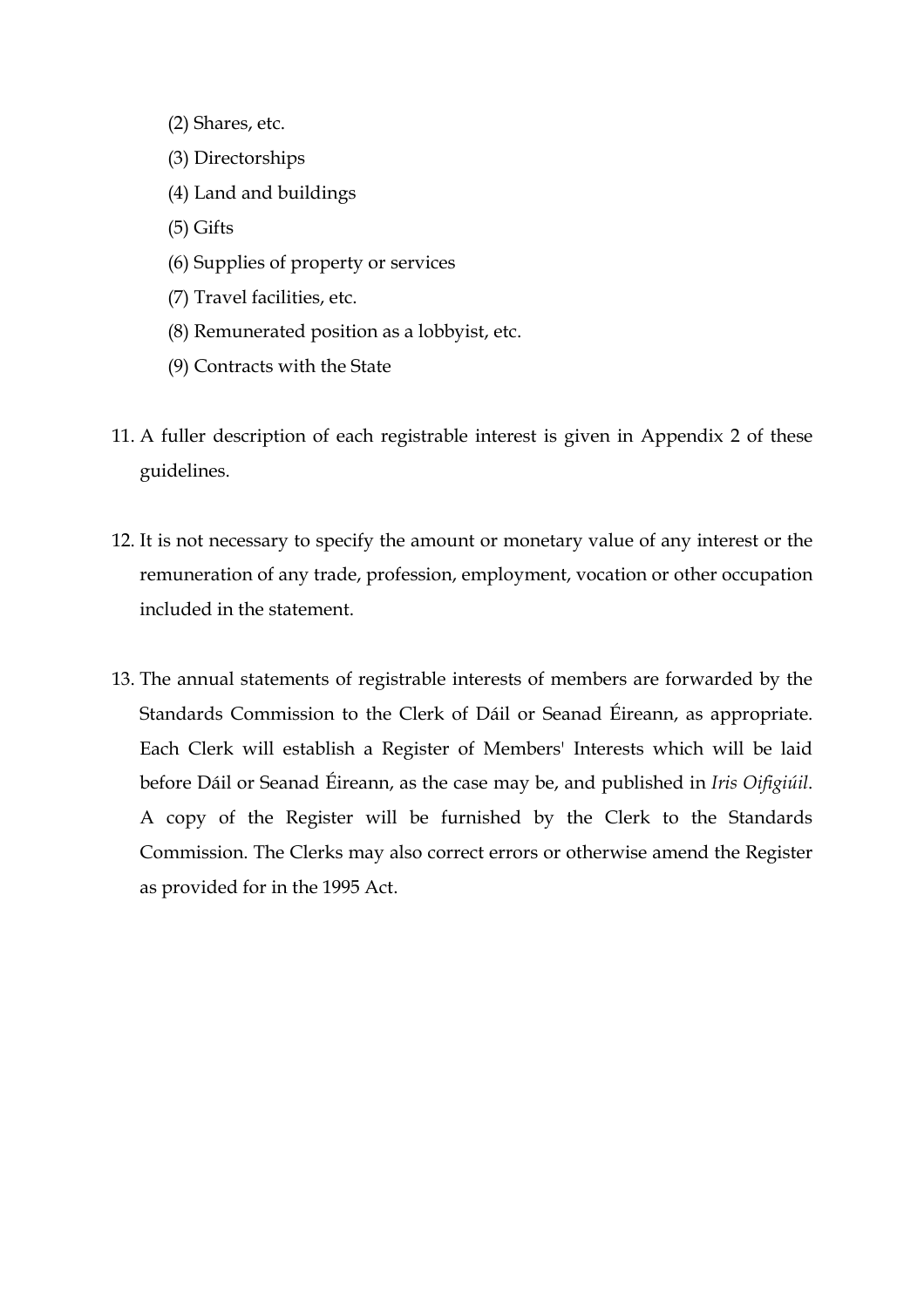(2) Shares, etc.

(3) Directorships

(4) Land and buildings

(5) Gifts

(6) Supplies of property or services

(7) Travel facilities, etc.

(8) Remunerated position as a lobbyist, etc.

(9) Contracts with the State

11. A fuller description of each registrable interest is given in Appendix 2 of these guidelines.

12. It is not necessary to specify the amount or monetary value of any interest or the remuneration of any trade, profession, employment, vocation or other occupation included in the statement.

13. The annual statements of registrable interests of members are forwarded by the Standards Commission to the Clerk of Dáil or Seanad Éireann, as appropriate. Each Clerk will establish a Register of Members' Interests which will be laid before Dáil or Seanad Éireann, as the case may be, and published in *Iris Oifigiúil*. A copy of the Register will be furnished by the Clerk to the Standards Commission. The Clerks may also correct errors or otherwise amend the Register as provided for in the 1995 Act.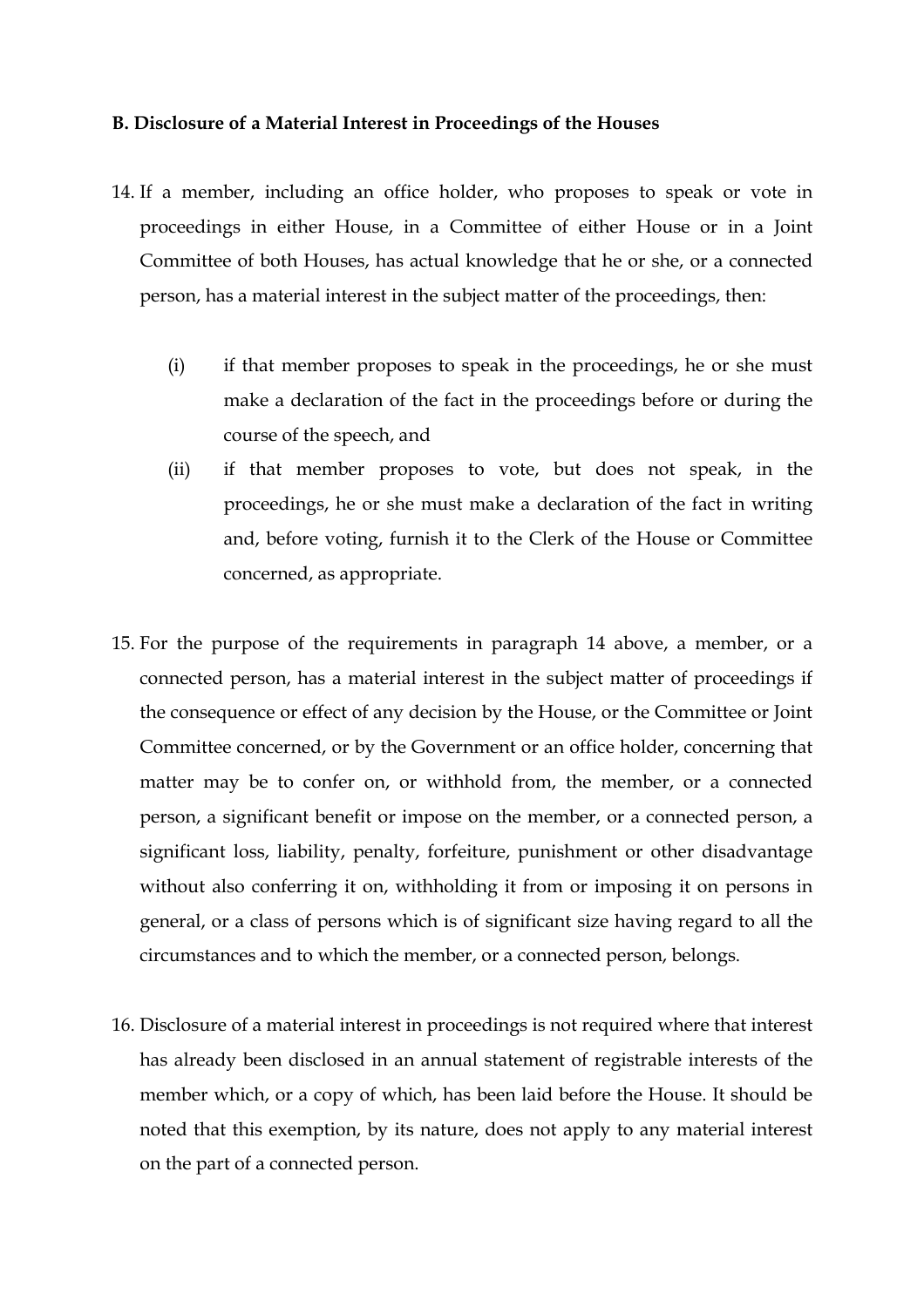**B. Disclosure of a Material Interest in Proceedings of the Houses**

14. If a member, including an office holder, who proposes to speak or vote in proceedings in either House, in a Committee of either House or in a Joint Committee of both Houses, has actual knowledge that he or she, or a connected person, has a material interest in the subject matter of the proceedings, then:

    (i) if that member proposes to speak in the proceedings, he or she must make a declaration of the fact in the proceedings before or during the course of the speech, and

    (ii) if that member proposes to vote, but does not speak, in the proceedings, he or she must make a declaration of the fact in writing and, before voting, furnish it to the Clerk of the House or Committee concerned, as appropriate.

15. For the purpose of the requirements in paragraph 14 above, a member, or a connected person, has a material interest in the subject matter of proceedings if the consequence or effect of any decision by the House, or the Committee or Joint Committee concerned, or by the Government or an office holder, concerning that matter may be to confer on, or withhold from, the member, or a connected person, a significant benefit or impose on the member, or a connected person, a significant loss, liability, penalty, forfeiture, punishment or other disadvantage without also conferring it on, withholding it from or imposing it on persons in general, or a class of persons which is of significant size having regard to all the circumstances and to which the member, or a connected person, belongs.

16. Disclosure of a material interest in proceedings is not required where that interest has already been disclosed in an annual statement of registrable interests of the member which, or a copy of which, has been laid before the House. It should be noted that this exemption, by its nature, does not apply to any material interest on the part of a connected person.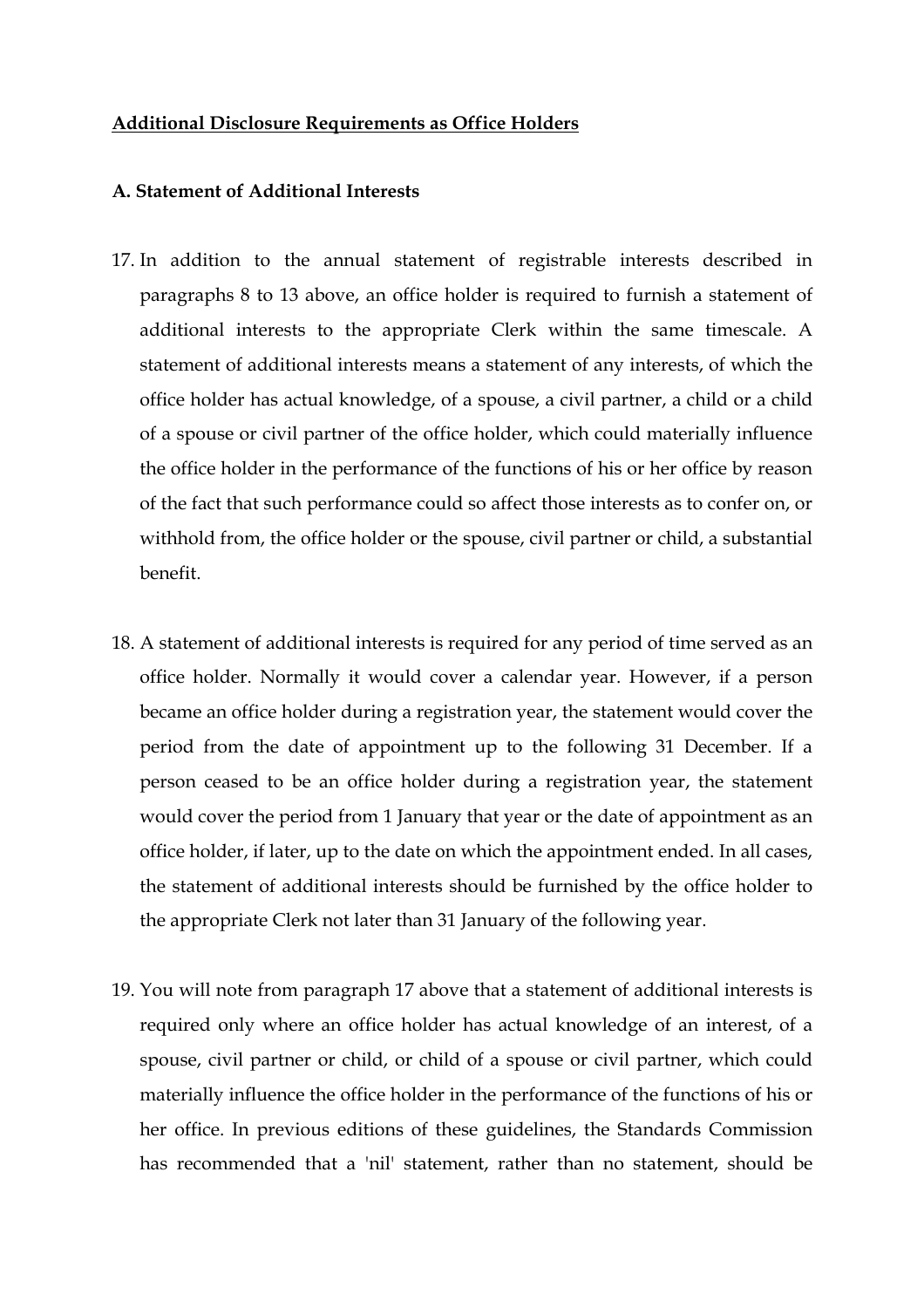## **Additional Disclosure Requirements as Office Holders**

### A. Statement of Additional Interests

17. In addition to the annual statement of registrable interests described in paragraphs 8 to 13 above, an office holder is required to furnish a statement of additional interests to the appropriate Clerk within the same timescale. A statement of additional interests means a statement of any interests, of which the office holder has actual knowledge, of a spouse, a civil partner, a child or a child of a spouse or civil partner of the office holder, which could materially influence the office holder in the performance of the functions of his or her office by reason of the fact that such performance could so affect those interests as to confer on, or withhold from, the office holder or the spouse, civil partner or child, a substantial benefit.

18. A statement of additional interests is required for any period of time served as an office holder. Normally it would cover a calendar year. However, if a person became an office holder during a registration year, the statement would cover the period from the date of appointment up to the following 31 December. If a person ceased to be an office holder during a registration year, the statement would cover the period from 1 January that year or the date of appointment as an office holder, if later, up to the date on which the appointment ended. In all cases, the statement of additional interests should be furnished by the office holder to the appropriate Clerk not later than 31 January of the following year.

19. You will note from paragraph 17 above that a statement of additional interests is required only where an office holder has actual knowledge of an interest, of a spouse, civil partner or child, or child of a spouse or civil partner, which could materially influence the office holder in the performance of the functions of his or her office. In previous editions of these guidelines, the Standards Commission has recommended that a 'nil' statement, rather than no statement, should be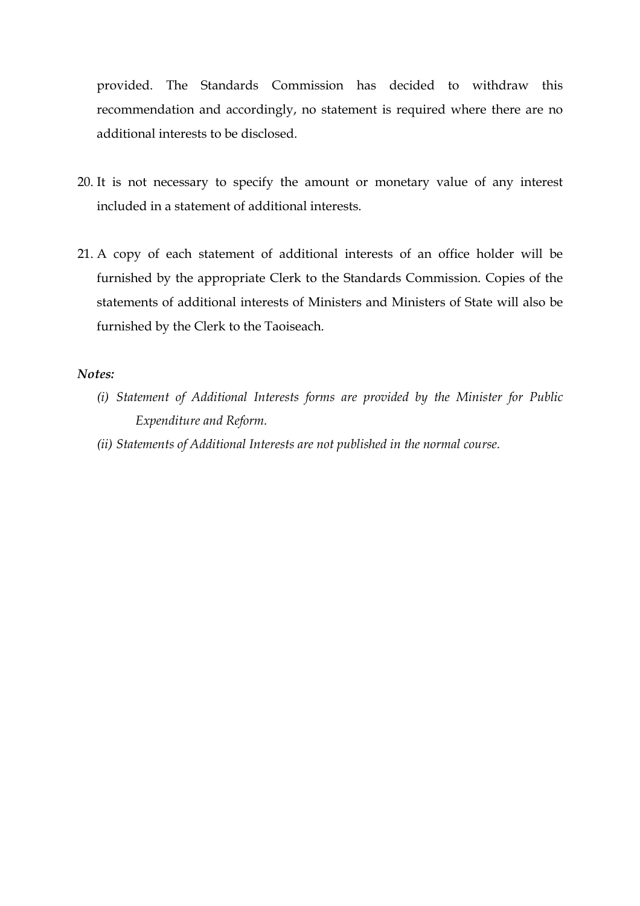provided. The Standards Commission has decided to withdraw this recommendation and accordingly, no statement is required where there are no additional interests to be disclosed.

20. It is not necessary to specify the amount or monetary value of any interest included in a statement of additional interests.

21. A copy of each statement of additional interests of an office holder will be furnished by the appropriate Clerk to the Standards Commission. Copies of the statements of additional interests of Ministers and Ministers of State will also be furnished by the Clerk to the Taoiseach.

***Notes:***

*(i) Statement of Additional Interests forms are provided by the Minister for Public Expenditure and Reform.*

*(ii) Statements of Additional Interests are not published in the normal course.*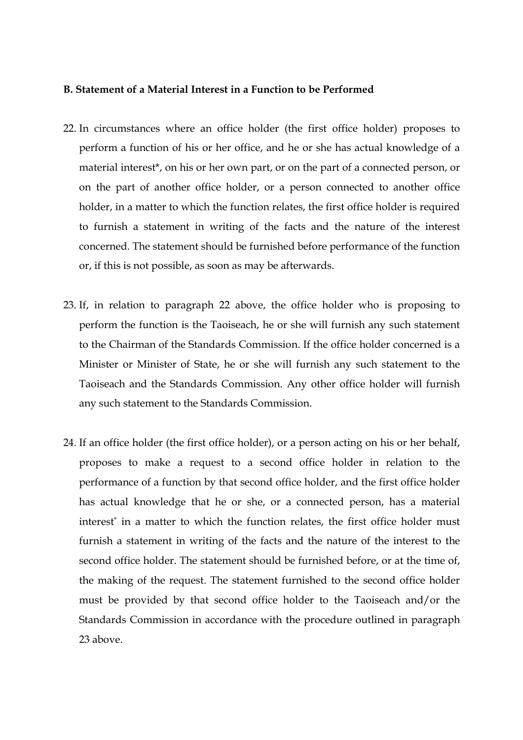**B. Statement of a Material Interest in a Function to be Performed**

22. In circumstances where an office holder (the first office holder) proposes to perform a function of his or her office, and he or she has actual knowledge of a material interest*, on his or her own part, or on the part of a connected person, or on the part of another office holder, or a person connected to another office holder, in a matter to which the function relates, the first office holder is required to furnish a statement in writing of the facts and the nature of the interest concerned. The statement should be furnished before performance of the function or, if this is not possible, as soon as may be afterwards.

23. If, in relation to paragraph 22 above, the office holder who is proposing to perform the function is the Taoiseach, he or she will furnish any such statement to the Chairman of the Standards Commission. If the office holder concerned is a Minister or Minister of State, he or she will furnish any such statement to the Taoiseach and the Standards Commission. Any other office holder will furnish any such statement to the Standards Commission.

24. If an office holder (the first office holder), or a person acting on his or her behalf, proposes to make a request to a second office holder in relation to the performance of a function by that second office holder, and the first office holder has actual knowledge that he or she, or a connected person, has a material interest* in a matter to which the function relates, the first office holder must furnish a statement in writing of the facts and the nature of the interest to the second office holder. The statement should be furnished before, or at the time of, the making of the request. The statement furnished to the second office holder must be provided by that second office holder to the Taoiseach and/or the Standards Commission in accordance with the procedure outlined in paragraph 23 above.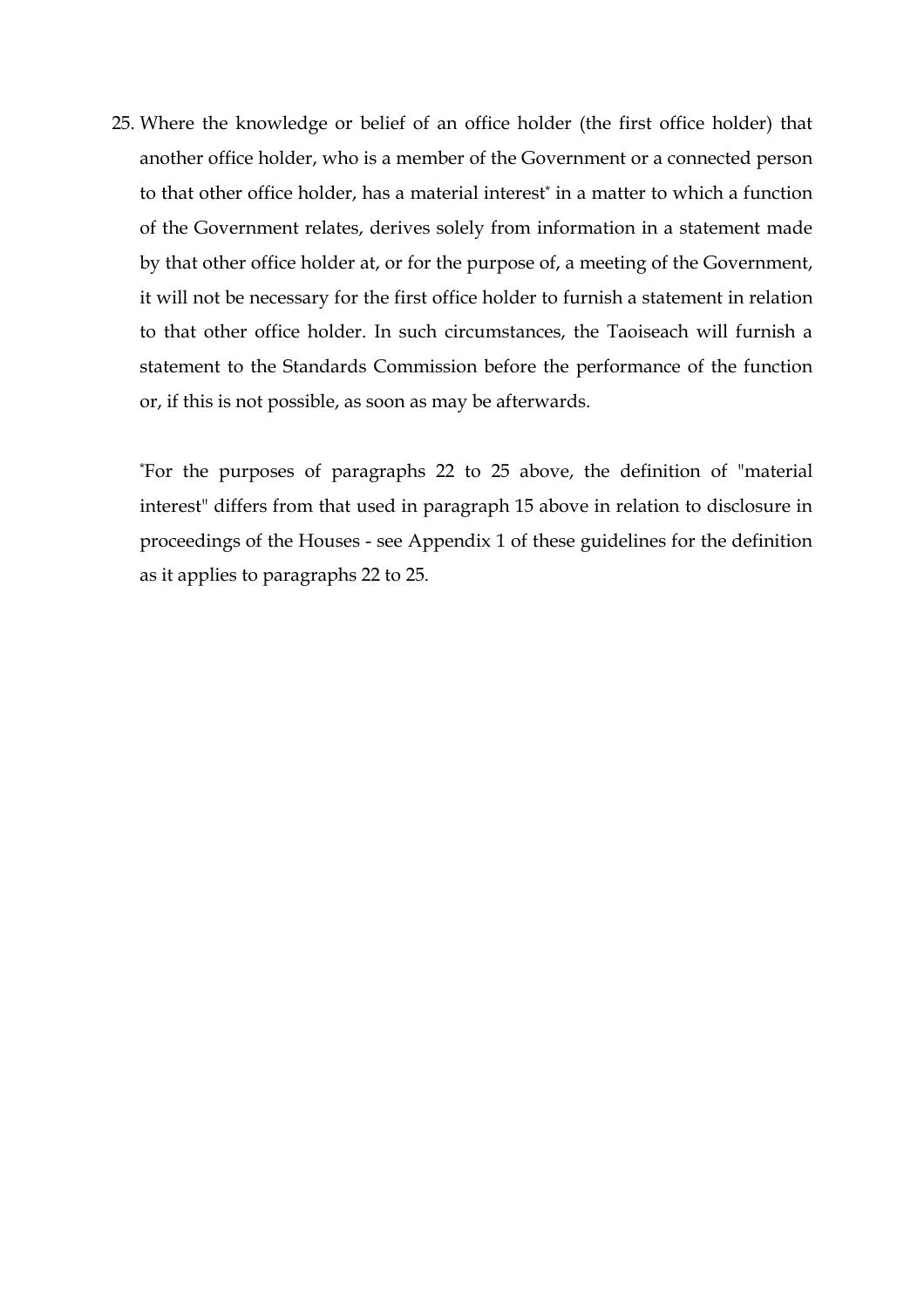25. Where the knowledge or belief of an office holder (the first office holder) that another office holder, who is a member of the Government or a connected person to that other office holder, has a material interest* in a matter to which a function of the Government relates, derives solely from information in a statement made by that other office holder at, or for the purpose of, a meeting of the Government, it will not be necessary for the first office holder to furnish a statement in relation to that other office holder. In such circumstances, the Taoiseach will furnish a statement to the Standards Commission before the performance of the function or, if this is not possible, as soon as may be afterwards.

   *For the purposes of paragraphs 22 to 25 above, the definition of "material interest" differs from that used in paragraph 15 above in relation to disclosure in proceedings of the Houses - see Appendix 1 of these guidelines for the definition as it applies to paragraphs 22 to 25.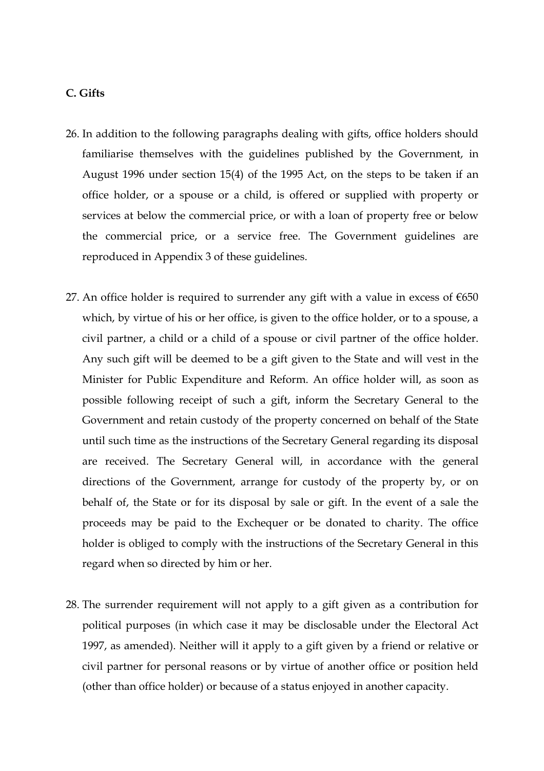**C. Gifts**

26. In addition to the following paragraphs dealing with gifts, office holders should familiarise themselves with the guidelines published by the Government, in August 1996 under section 15(4) of the 1995 Act, on the steps to be taken if an office holder, or a spouse or a child, is offered or supplied with property or services at below the commercial price, or with a loan of property free or below the commercial price, or a service free. The Government guidelines are reproduced in Appendix 3 of these guidelines.

27. An office holder is required to surrender any gift with a value in excess of €650 which, by virtue of his or her office, is given to the office holder, or to a spouse, a civil partner, a child or a child of a spouse or civil partner of the office holder. Any such gift will be deemed to be a gift given to the State and will vest in the Minister for Public Expenditure and Reform. An office holder will, as soon as possible following receipt of such a gift, inform the Secretary General to the Government and retain custody of the property concerned on behalf of the State until such time as the instructions of the Secretary General regarding its disposal are received. The Secretary General will, in accordance with the general directions of the Government, arrange for custody of the property by, or on behalf of, the State or for its disposal by sale or gift. In the event of a sale the proceeds may be paid to the Exchequer or be donated to charity. The office holder is obliged to comply with the instructions of the Secretary General in this regard when so directed by him or her.

28. The surrender requirement will not apply to a gift given as a contribution for political purposes (in which case it may be disclosable under the Electoral Act 1997, as amended). Neither will it apply to a gift given by a friend or relative or civil partner for personal reasons or by virtue of another office or position held (other than office holder) or because of a status enjoyed in another capacity.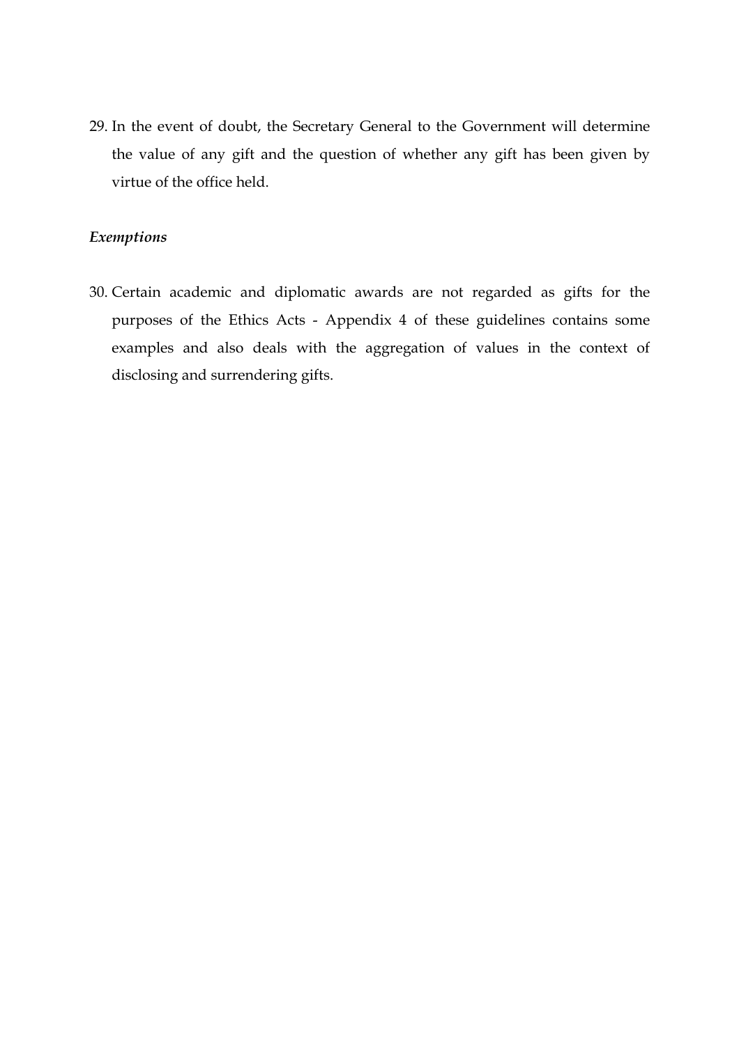29. In the event of doubt, the Secretary General to the Government will determine the value of any gift and the question of whether any gift has been given by virtue of the office held.

*Exemptions*

30. Certain academic and diplomatic awards are not regarded as gifts for the purposes of the Ethics Acts - Appendix 4 of these guidelines contains some examples and also deals with the aggregation of values in the context of disclosing and surrendering gifts.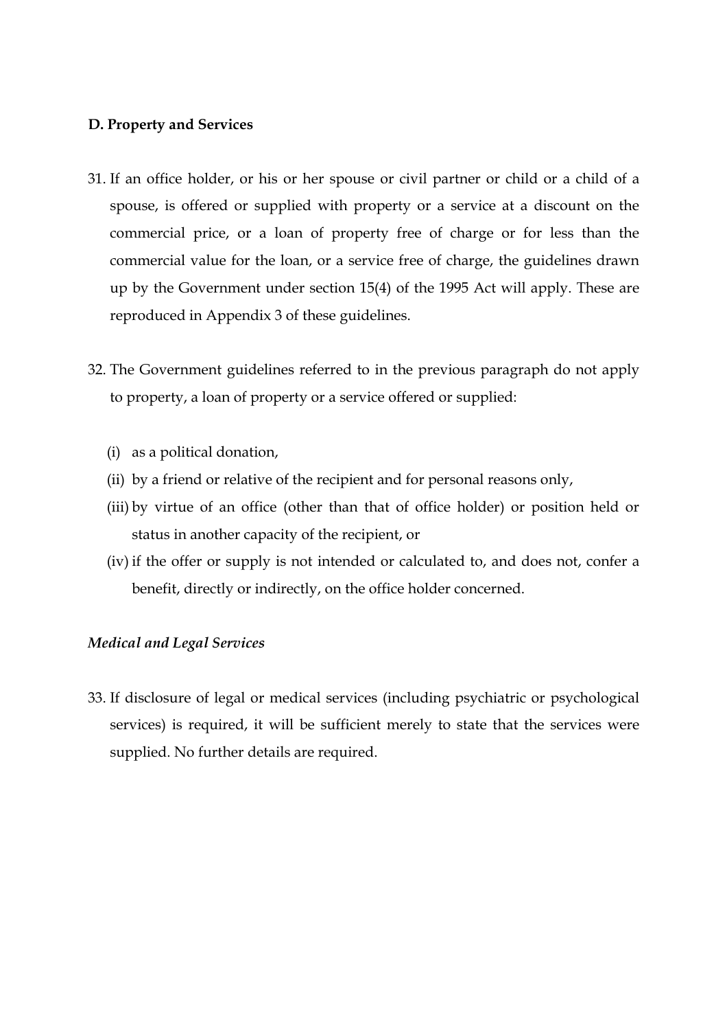**D. Property and Services**

31. If an office holder, or his or her spouse or civil partner or child or a child of a spouse, is offered or supplied with property or a service at a discount on the commercial price, or a loan of property free of charge or for less than the commercial value for the loan, or a service free of charge, the guidelines drawn up by the Government under section 15(4) of the 1995 Act will apply. These are reproduced in Appendix 3 of these guidelines.

32. The Government guidelines referred to in the previous paragraph do not apply to property, a loan of property or a service offered or supplied:

    (i) as a political donation,

    (ii) by a friend or relative of the recipient and for personal reasons only,

    (iii) by virtue of an office (other than that of office holder) or position held or status in another capacity of the recipient, or

    (iv) if the offer or supply is not intended or calculated to, and does not, confer a benefit, directly or indirectly, on the office holder concerned.

*Medical and Legal Services*

33. If disclosure of legal or medical services (including psychiatric or psychological services) is required, it will be sufficient merely to state that the services were supplied. No further details are required.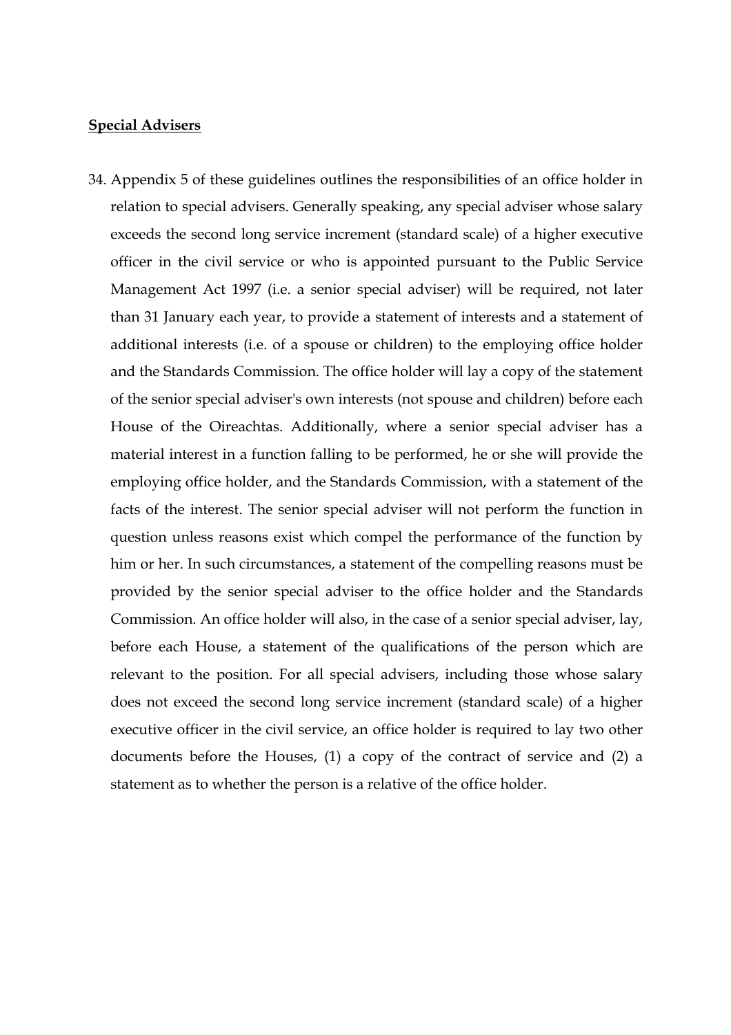**Special Advisers**

34. Appendix 5 of these guidelines outlines the responsibilities of an office holder in relation to special advisers. Generally speaking, any special adviser whose salary exceeds the second long service increment (standard scale) of a higher executive officer in the civil service or who is appointed pursuant to the Public Service Management Act 1997 (i.e. a senior special adviser) will be required, not later than 31 January each year, to provide a statement of interests and a statement of additional interests (i.e. of a spouse or children) to the employing office holder and the Standards Commission. The office holder will lay a copy of the statement of the senior special adviser's own interests (not spouse and children) before each House of the Oireachtas. Additionally, where a senior special adviser has a material interest in a function falling to be performed, he or she will provide the employing office holder, and the Standards Commission, with a statement of the facts of the interest. The senior special adviser will not perform the function in question unless reasons exist which compel the performance of the function by him or her. In such circumstances, a statement of the compelling reasons must be provided by the senior special adviser to the office holder and the Standards Commission. An office holder will also, in the case of a senior special adviser, lay, before each House, a statement of the qualifications of the person which are relevant to the position. For all special advisers, including those whose salary does not exceed the second long service increment (standard scale) of a higher executive officer in the civil service, an office holder is required to lay two other documents before the Houses, (1) a copy of the contract of service and (2) a statement as to whether the person is a relative of the office holder.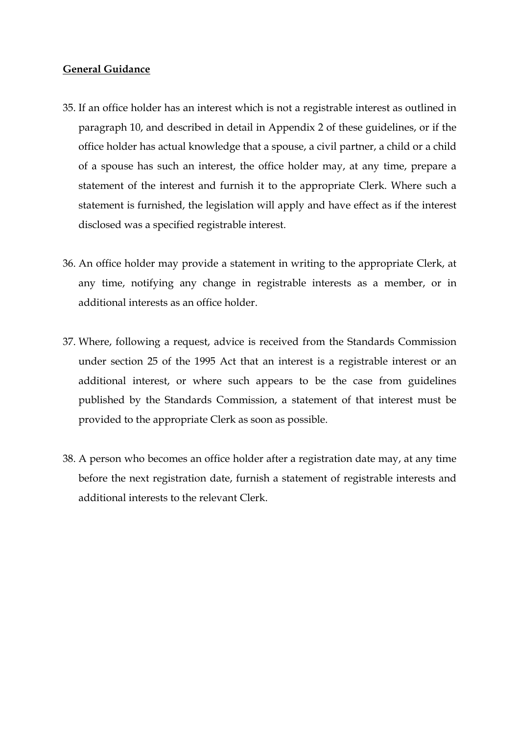**General Guidance**

35. If an office holder has an interest which is not a registrable interest as outlined in paragraph 10, and described in detail in Appendix 2 of these guidelines, or if the office holder has actual knowledge that a spouse, a civil partner, a child or a child of a spouse has such an interest, the office holder may, at any time, prepare a statement of the interest and furnish it to the appropriate Clerk. Where such a statement is furnished, the legislation will apply and have effect as if the interest disclosed was a specified registrable interest.

36. An office holder may provide a statement in writing to the appropriate Clerk, at any time, notifying any change in registrable interests as a member, or in additional interests as an office holder.

37. Where, following a request, advice is received from the Standards Commission under section 25 of the 1995 Act that an interest is a registrable interest or an additional interest, or where such appears to be the case from guidelines published by the Standards Commission, a statement of that interest must be provided to the appropriate Clerk as soon as possible.

38. A person who becomes an office holder after a registration date may, at any time before the next registration date, furnish a statement of registrable interests and additional interests to the relevant Clerk.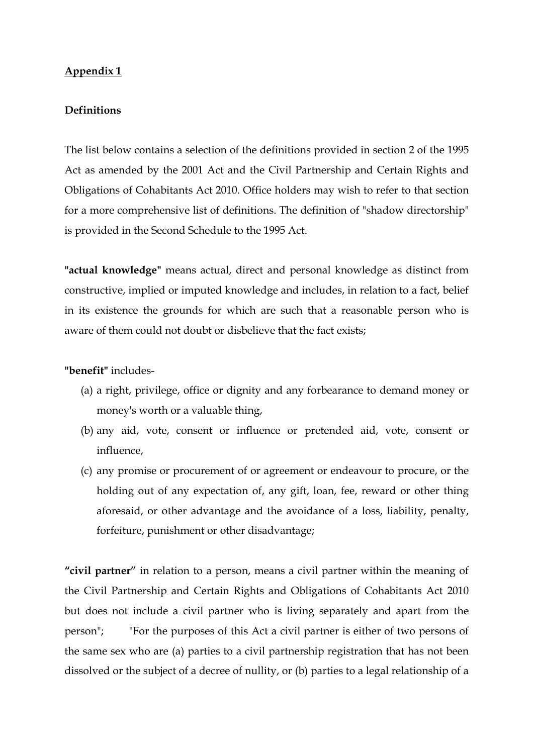**Appendix 1**

**Definitions**

The list below contains a selection of the definitions provided in section 2 of the 1995 Act as amended by the 2001 Act and the Civil Partnership and Certain Rights and Obligations of Cohabitants Act 2010. Office holders may wish to refer to that section for a more comprehensive list of definitions. The definition of "shadow directorship" is provided in the Second Schedule to the 1995 Act.

**"actual knowledge"** means actual, direct and personal knowledge as distinct from constructive, implied or imputed knowledge and includes, in relation to a fact, belief in its existence the grounds for which are such that a reasonable person who is aware of them could not doubt or disbelieve that the fact exists;

**"benefit"** includes-

(a) a right, privilege, office or dignity and any forbearance to demand money or money's worth or a valuable thing,

(b) any aid, vote, consent or influence or pretended aid, vote, consent or influence,

(c) any promise or procurement of or agreement or endeavour to procure, or the holding out of any expectation of, any gift, loan, fee, reward or other thing aforesaid, or other advantage and the avoidance of a loss, liability, penalty, forfeiture, punishment or other disadvantage;

**"civil partner"** in relation to a person, means a civil partner within the meaning of the Civil Partnership and Certain Rights and Obligations of Cohabitants Act 2010 but does not include a civil partner who is living separately and apart from the person"; "For the purposes of this Act a civil partner is either of two persons of the same sex who are (a) parties to a civil partnership registration that has not been dissolved or the subject of a decree of nullity, or (b) parties to a legal relationship of a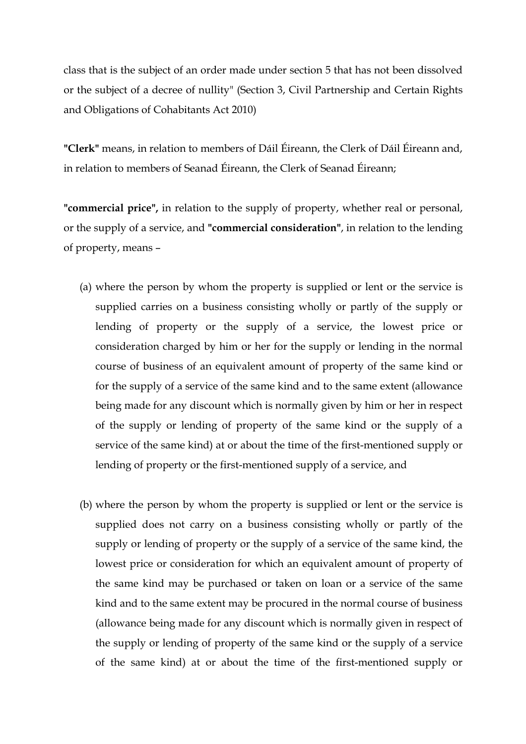class that is the subject of an order made under section 5 that has not been dissolved or the subject of a decree of nullity" (Section 3, Civil Partnership and Certain Rights and Obligations of Cohabitants Act 2010)

**"Clerk"** means, in relation to members of Dáil Éireann, the Clerk of Dáil Éireann and, in relation to members of Seanad Éireann, the Clerk of Seanad Éireann;

**"commercial price",** in relation to the supply of property, whether real or personal, or the supply of a service, and **"commercial consideration"**, in relation to the lending of property, means –

(a) where the person by whom the property is supplied or lent or the service is supplied carries on a business consisting wholly or partly of the supply or lending of property or the supply of a service, the lowest price or consideration charged by him or her for the supply or lending in the normal course of business of an equivalent amount of property of the same kind or for the supply of a service of the same kind and to the same extent (allowance being made for any discount which is normally given by him or her in respect of the supply or lending of property of the same kind or the supply of a service of the same kind) at or about the time of the first-mentioned supply or lending of property or the first-mentioned supply of a service, and

(b) where the person by whom the property is supplied or lent or the service is supplied does not carry on a business consisting wholly or partly of the supply or lending of property or the supply of a service of the same kind, the lowest price or consideration for which an equivalent amount of property of the same kind may be purchased or taken on loan or a service of the same kind and to the same extent may be procured in the normal course of business (allowance being made for any discount which is normally given in respect of the supply or lending of property of the same kind or the supply of a service of the same kind) at or about the time of the first-mentioned supply or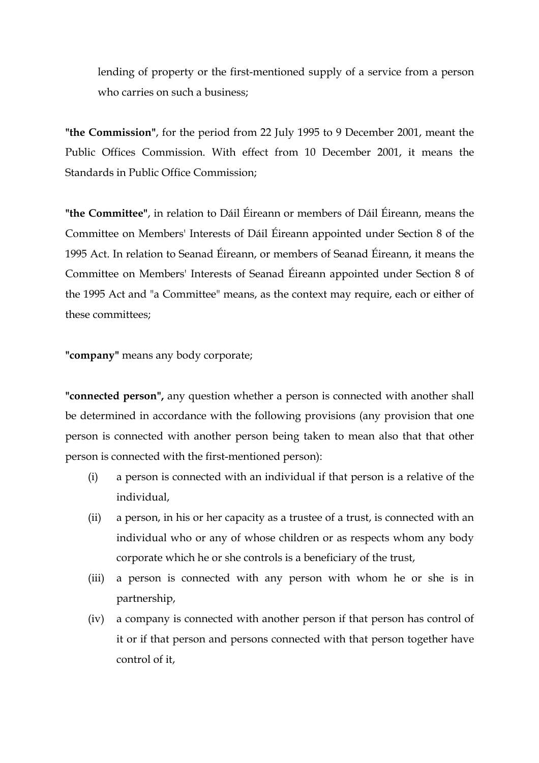lending of property or the first-mentioned supply of a service from a person who carries on such a business;

**"the Commission"**, for the period from 22 July 1995 to 9 December 2001, meant the Public Offices Commission. With effect from 10 December 2001, it means the Standards in Public Office Commission;

**"the Committee"**, in relation to Dáil Éireann or members of Dáil Éireann, means the Committee on Members' Interests of Dáil Éireann appointed under Section 8 of the 1995 Act. In relation to Seanad Éireann, or members of Seanad Éireann, it means the Committee on Members' Interests of Seanad Éireann appointed under Section 8 of the 1995 Act and "a Committee" means, as the context may require, each or either of these committees;

**"company"** means any body corporate;

**"connected person",** any question whether a person is connected with another shall be determined in accordance with the following provisions (any provision that one person is connected with another person being taken to mean also that that other person is connected with the first-mentioned person):

(i) a person is connected with an individual if that person is a relative of the individual,

(ii) a person, in his or her capacity as a trustee of a trust, is connected with an individual who or any of whose children or as respects whom any body corporate which he or she controls is a beneficiary of the trust,

(iii) a person is connected with any person with whom he or she is in partnership,

(iv) a company is connected with another person if that person has control of it or if that person and persons connected with that person together have control of it,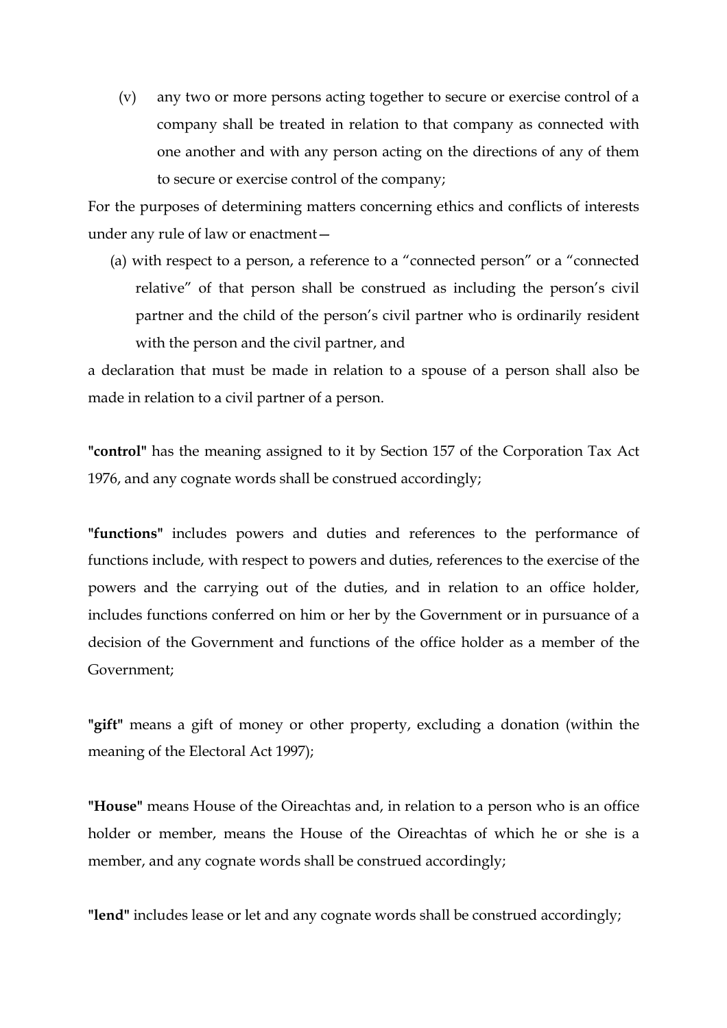(v) any two or more persons acting together to secure or exercise control of a company shall be treated in relation to that company as connected with one another and with any person acting on the directions of any of them to secure or exercise control of the company;

For the purposes of determining matters concerning ethics and conflicts of interests under any rule of law or enactment—

(a) with respect to a person, a reference to a "connected person" or a "connected relative" of that person shall be construed as including the person's civil partner and the child of the person's civil partner who is ordinarily resident with the person and the civil partner, and

a declaration that must be made in relation to a spouse of a person shall also be made in relation to a civil partner of a person.

**"control"** has the meaning assigned to it by Section 157 of the Corporation Tax Act 1976, and any cognate words shall be construed accordingly;

**"functions"** includes powers and duties and references to the performance of functions include, with respect to powers and duties, references to the exercise of the powers and the carrying out of the duties, and in relation to an office holder, includes functions conferred on him or her by the Government or in pursuance of a decision of the Government and functions of the office holder as a member of the Government;

**"gift"** means a gift of money or other property, excluding a donation (within the meaning of the Electoral Act 1997);

**"House"** means House of the Oireachtas and, in relation to a person who is an office holder or member, means the House of the Oireachtas of which he or she is a member, and any cognate words shall be construed accordingly;

**"lend"** includes lease or let and any cognate words shall be construed accordingly;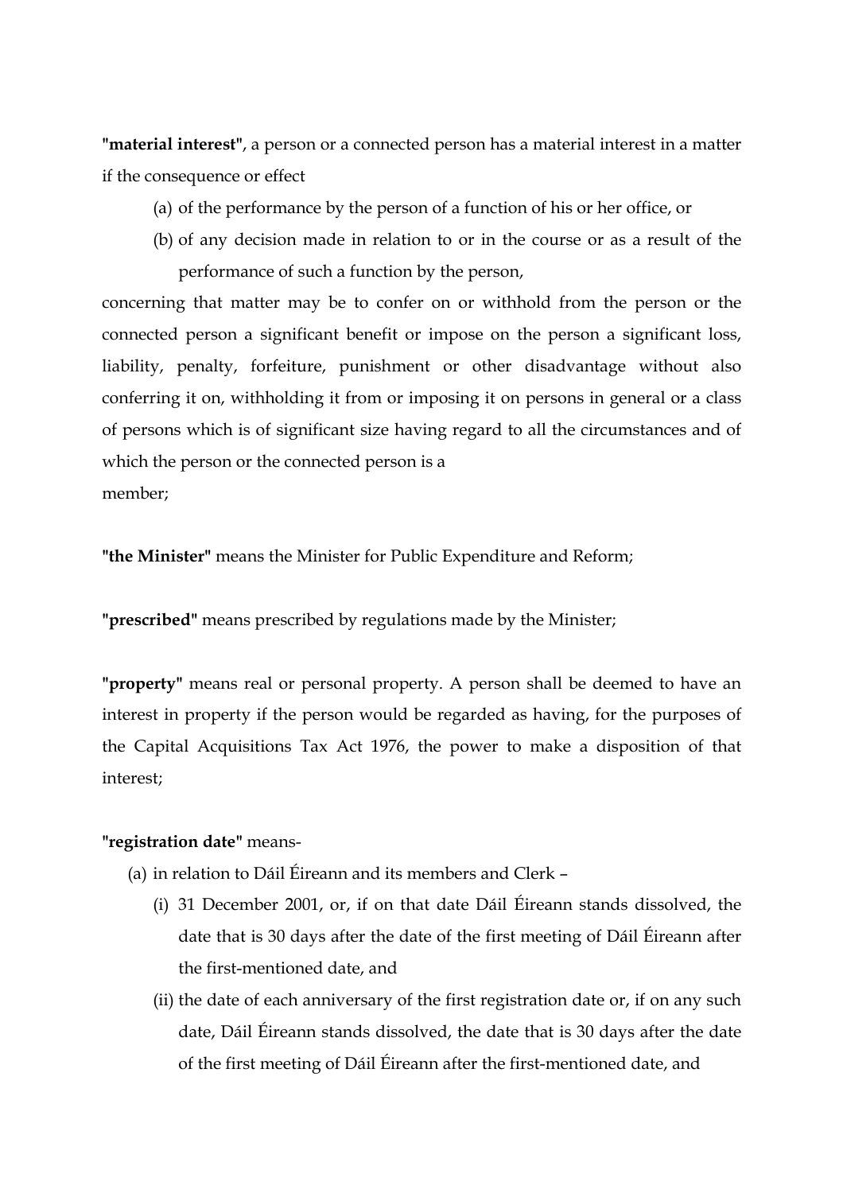**"material interest"**, a person or a connected person has a material interest in a matter if the consequence or effect

(a) of the performance by the person of a function of his or her office, or

(b) of any decision made in relation to or in the course or as a result of the performance of such a function by the person,

concerning that matter may be to confer on or withhold from the person or the connected person a significant benefit or impose on the person a significant loss, liability, penalty, forfeiture, punishment or other disadvantage without also conferring it on, withholding it from or imposing it on persons in general or a class of persons which is of significant size having regard to all the circumstances and of which the person or the connected person is a member;

**"the Minister"** means the Minister for Public Expenditure and Reform;

**"prescribed"** means prescribed by regulations made by the Minister;

**"property"** means real or personal property. A person shall be deemed to have an interest in property if the person would be regarded as having, for the purposes of the Capital Acquisitions Tax Act 1976, the power to make a disposition of that interest;

**"registration date"** means-

(a) in relation to Dáil Éireann and its members and Clerk –

(i) 31 December 2001, or, if on that date Dáil Éireann stands dissolved, the date that is 30 days after the date of the first meeting of Dáil Éireann after the first-mentioned date, and

(ii) the date of each anniversary of the first registration date or, if on any such date, Dáil Éireann stands dissolved, the date that is 30 days after the date of the first meeting of Dáil Éireann after the first-mentioned date, and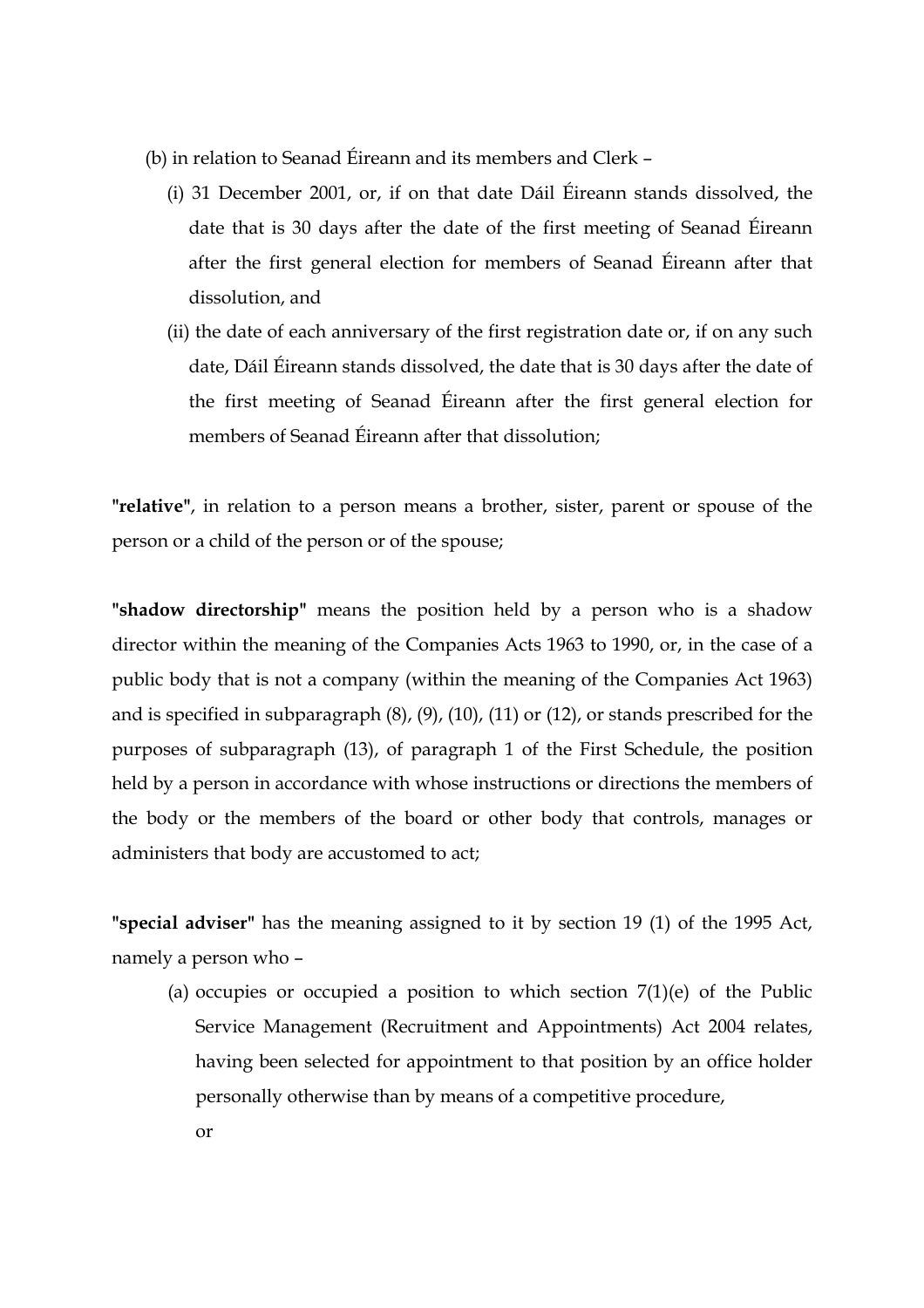(b) in relation to Seanad Éireann and its members and Clerk –

   (i) 31 December 2001, or, if on that date Dáil Éireann stands dissolved, the date that is 30 days after the date of the first meeting of Seanad Éireann after the first general election for members of Seanad Éireann after that dissolution, and

   (ii) the date of each anniversary of the first registration date or, if on any such date, Dáil Éireann stands dissolved, the date that is 30 days after the date of the first meeting of Seanad Éireann after the first general election for members of Seanad Éireann after that dissolution;

**"relative"**, in relation to a person means a brother, sister, parent or spouse of the person or a child of the person or of the spouse;

**"shadow directorship"** means the position held by a person who is a shadow director within the meaning of the Companies Acts 1963 to 1990, or, in the case of a public body that is not a company (within the meaning of the Companies Act 1963) and is specified in subparagraph (8), (9), (10), (11) or (12), or stands prescribed for the purposes of subparagraph (13), of paragraph 1 of the First Schedule, the position held by a person in accordance with whose instructions or directions the members of the body or the members of the board or other body that controls, manages or administers that body are accustomed to act;

**"special adviser"** has the meaning assigned to it by section 19 (1) of the 1995 Act, namely a person who –

   (a) occupies or occupied a position to which section 7(1)(e) of the Public Service Management (Recruitment and Appointments) Act 2004 relates, having been selected for appointment to that position by an office holder personally otherwise than by means of a competitive procedure,

   or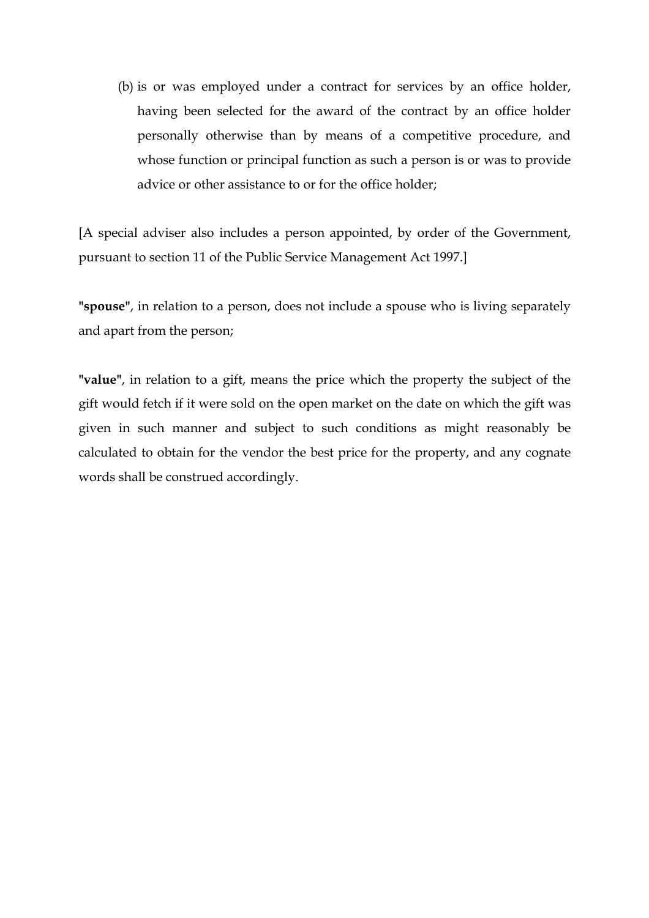(b) is or was employed under a contract for services by an office holder, having been selected for the award of the contract by an office holder personally otherwise than by means of a competitive procedure, and whose function or principal function as such a person is or was to provide advice or other assistance to or for the office holder;

[A special adviser also includes a person appointed, by order of the Government, pursuant to section 11 of the Public Service Management Act 1997.]

**"spouse"**, in relation to a person, does not include a spouse who is living separately and apart from the person;

**"value"**, in relation to a gift, means the price which the property the subject of the gift would fetch if it were sold on the open market on the date on which the gift was given in such manner and subject to such conditions as might reasonably be calculated to obtain for the vendor the best price for the property, and any cognate words shall be construed accordingly.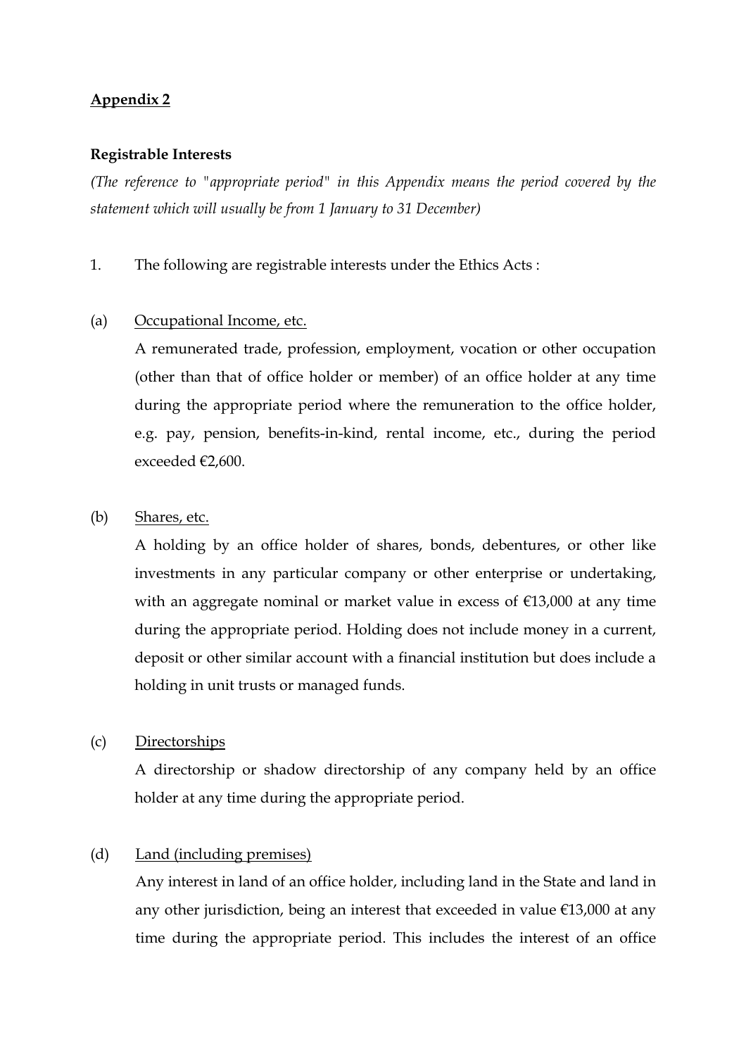**Appendix 2**

**Registrable Interests**

*(The reference to "appropriate period" in this Appendix means the period covered by the statement which will usually be from 1 January to 31 December)*

1. The following are registrable interests under the Ethics Acts :

(a) Occupational Income, etc.

A remunerated trade, profession, employment, vocation or other occupation (other than that of office holder or member) of an office holder at any time during the appropriate period where the remuneration to the office holder, e.g. pay, pension, benefits-in-kind, rental income, etc., during the period exceeded €2,600.

(b) Shares, etc.

A holding by an office holder of shares, bonds, debentures, or other like investments in any particular company or other enterprise or undertaking, with an aggregate nominal or market value in excess of €13,000 at any time during the appropriate period. Holding does not include money in a current, deposit or other similar account with a financial institution but does include a holding in unit trusts or managed funds.

(c) Directorships

A directorship or shadow directorship of any company held by an office holder at any time during the appropriate period.

(d) Land (including premises)

Any interest in land of an office holder, including land in the State and land in any other jurisdiction, being an interest that exceeded in value €13,000 at any time during the appropriate period. This includes the interest of an office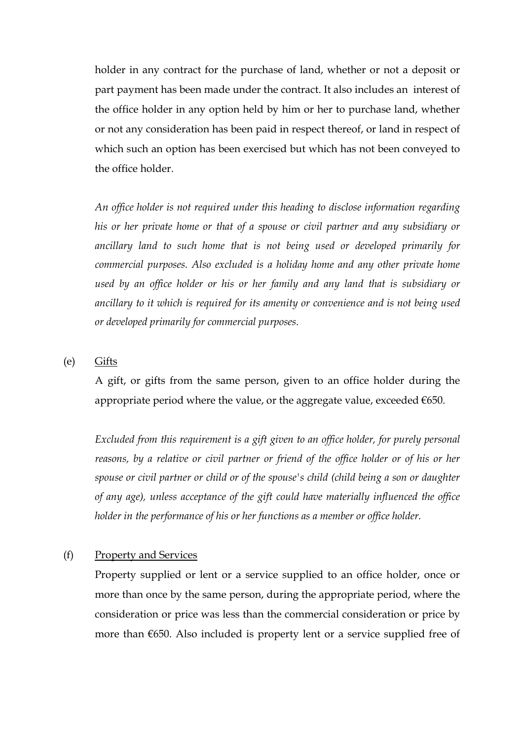holder in any contract for the purchase of land, whether or not a deposit or part payment has been made under the contract. It also includes an interest of the office holder in any option held by him or her to purchase land, whether or not any consideration has been paid in respect thereof, or land in respect of which such an option has been exercised but which has not been conveyed to the office holder.

*An office holder is not required under this heading to disclose information regarding his or her private home or that of a spouse or civil partner and any subsidiary or ancillary land to such home that is not being used or developed primarily for commercial purposes. Also excluded is a holiday home and any other private home used by an office holder or his or her family and any land that is subsidiary or ancillary to it which is required for its amenity or convenience and is not being used or developed primarily for commercial purposes.*

(e) Gifts

A gift, or gifts from the same person, given to an office holder during the appropriate period where the value, or the aggregate value, exceeded €650.

*Excluded from this requirement is a gift given to an office holder, for purely personal reasons, by a relative or civil partner or friend of the office holder or of his or her spouse or civil partner or child or of the spouse's child (child being a son or daughter of any age), unless acceptance of the gift could have materially influenced the office holder in the performance of his or her functions as a member or office holder.*

(f) Property and Services

Property supplied or lent or a service supplied to an office holder, once or more than once by the same person, during the appropriate period, where the consideration or price was less than the commercial consideration or price by more than €650. Also included is property lent or a service supplied free of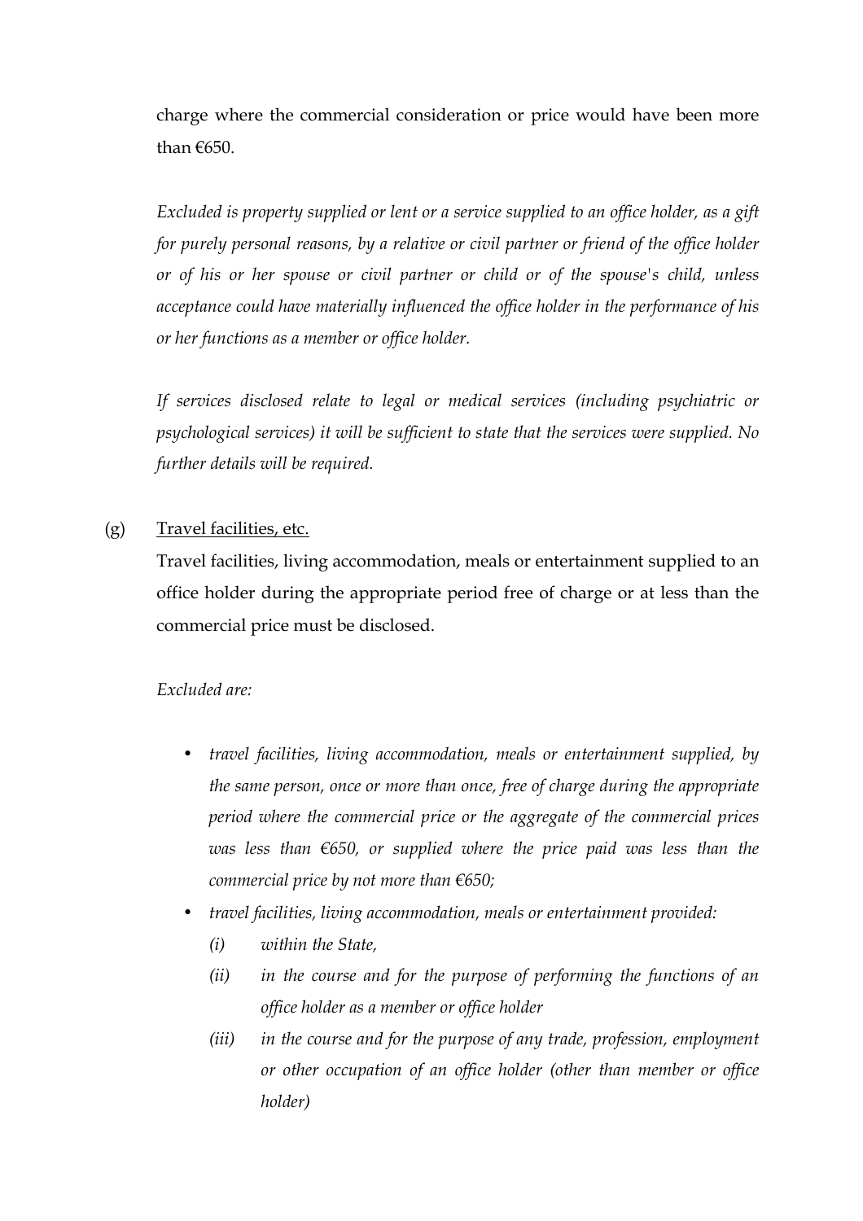charge where the commercial consideration or price would have been more than €650.

*Excluded is property supplied or lent or a service supplied to an office holder, as a gift for purely personal reasons, by a relative or civil partner or friend of the office holder or of his or her spouse or civil partner or child or of the spouse's child, unless acceptance could have materially influenced the office holder in the performance of his or her functions as a member or office holder.*

*If services disclosed relate to legal or medical services (including psychiatric or psychological services) it will be sufficient to state that the services were supplied. No further details will be required.*

(g) Travel facilities, etc.

Travel facilities, living accommodation, meals or entertainment supplied to an office holder during the appropriate period free of charge or at less than the commercial price must be disclosed.

*Excluded are:*

- *travel facilities, living accommodation, meals or entertainment supplied, by the same person, once or more than once, free of charge during the appropriate period where the commercial price or the aggregate of the commercial prices was less than €650, or supplied where the price paid was less than the commercial price by not more than €650;*
- *travel facilities, living accommodation, meals or entertainment provided:*
  - *(i) within the State,*
  - *(ii) in the course and for the purpose of performing the functions of an office holder as a member or office holder*
  - *(iii) in the course and for the purpose of any trade, profession, employment or other occupation of an office holder (other than member or office holder)*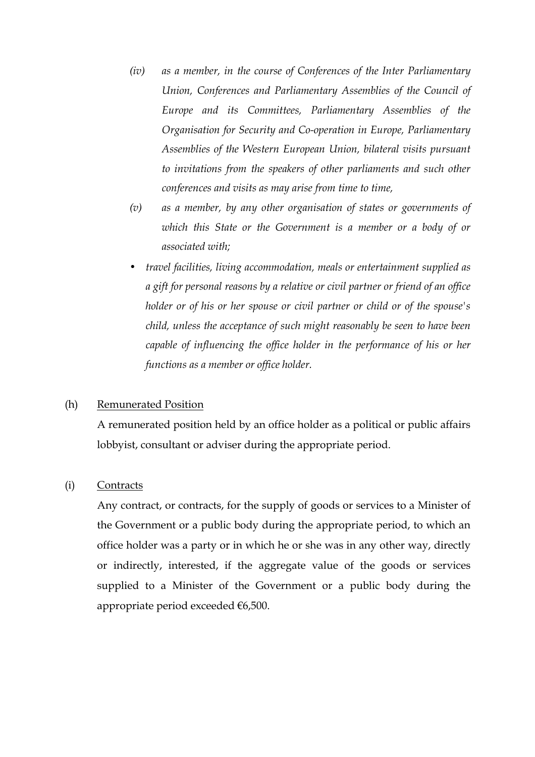*(iv) as a member, in the course of Conferences of the Inter Parliamentary Union, Conferences and Parliamentary Assemblies of the Council of Europe and its Committees, Parliamentary Assemblies of the Organisation for Security and Co-operation in Europe, Parliamentary Assemblies of the Western European Union, bilateral visits pursuant to invitations from the speakers of other parliaments and such other conferences and visits as may arise from time to time,*

*(v) as a member, by any other organisation of states or governments of which this State or the Government is a member or a body of or associated with;*

- *travel facilities, living accommodation, meals or entertainment supplied as a gift for personal reasons by a relative or civil partner or friend of an office holder or of his or her spouse or civil partner or child or of the spouse's child, unless the acceptance of such might reasonably be seen to have been capable of influencing the office holder in the performance of his or her functions as a member or office holder.*

(h) <u>Remunerated Position</u>

A remunerated position held by an office holder as a political or public affairs lobbyist, consultant or adviser during the appropriate period.

(i) <u>Contracts</u>

Any contract, or contracts, for the supply of goods or services to a Minister of the Government or a public body during the appropriate period, to which an office holder was a party or in which he or she was in any other way, directly or indirectly, interested, if the aggregate value of the goods or services supplied to a Minister of the Government or a public body during the appropriate period exceeded €6,500.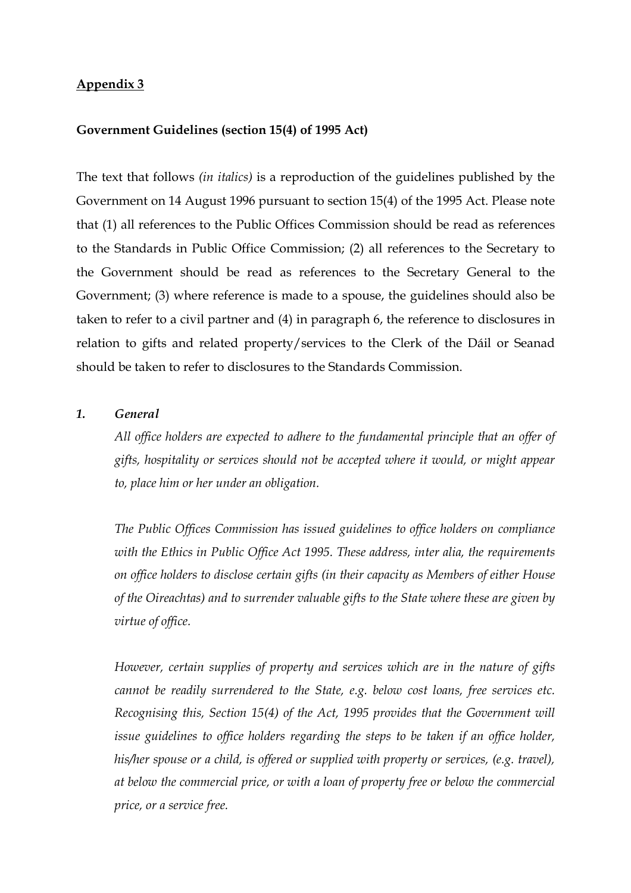**Appendix 3**

**Government Guidelines (section 15(4) of 1995 Act)**

The text that follows *(in italics)* is a reproduction of the guidelines published by the Government on 14 August 1996 pursuant to section 15(4) of the 1995 Act. Please note that (1) all references to the Public Offices Commission should be read as references to the Standards in Public Office Commission; (2) all references to the Secretary to the Government should be read as references to the Secretary General to the Government; (3) where reference is made to a spouse, the guidelines should also be taken to refer to a civil partner and (4) in paragraph 6, the reference to disclosures in relation to gifts and related property/services to the Clerk of the Dáil or Seanad should be taken to refer to disclosures to the Standards Commission.

***1. General***

*All office holders are expected to adhere to the fundamental principle that an offer of gifts, hospitality or services should not be accepted where it would, or might appear to, place him or her under an obligation.*

*The Public Offices Commission has issued guidelines to office holders on compliance with the Ethics in Public Office Act 1995. These address, inter alia, the requirements on office holders to disclose certain gifts (in their capacity as Members of either House of the Oireachtas) and to surrender valuable gifts to the State where these are given by virtue of office.*

*However, certain supplies of property and services which are in the nature of gifts cannot be readily surrendered to the State, e.g. below cost loans, free services etc. Recognising this, Section 15(4) of the Act, 1995 provides that the Government will issue guidelines to office holders regarding the steps to be taken if an office holder, his/her spouse or a child, is offered or supplied with property or services, (e.g. travel), at below the commercial price, or with a loan of property free or below the commercial price, or a service free.*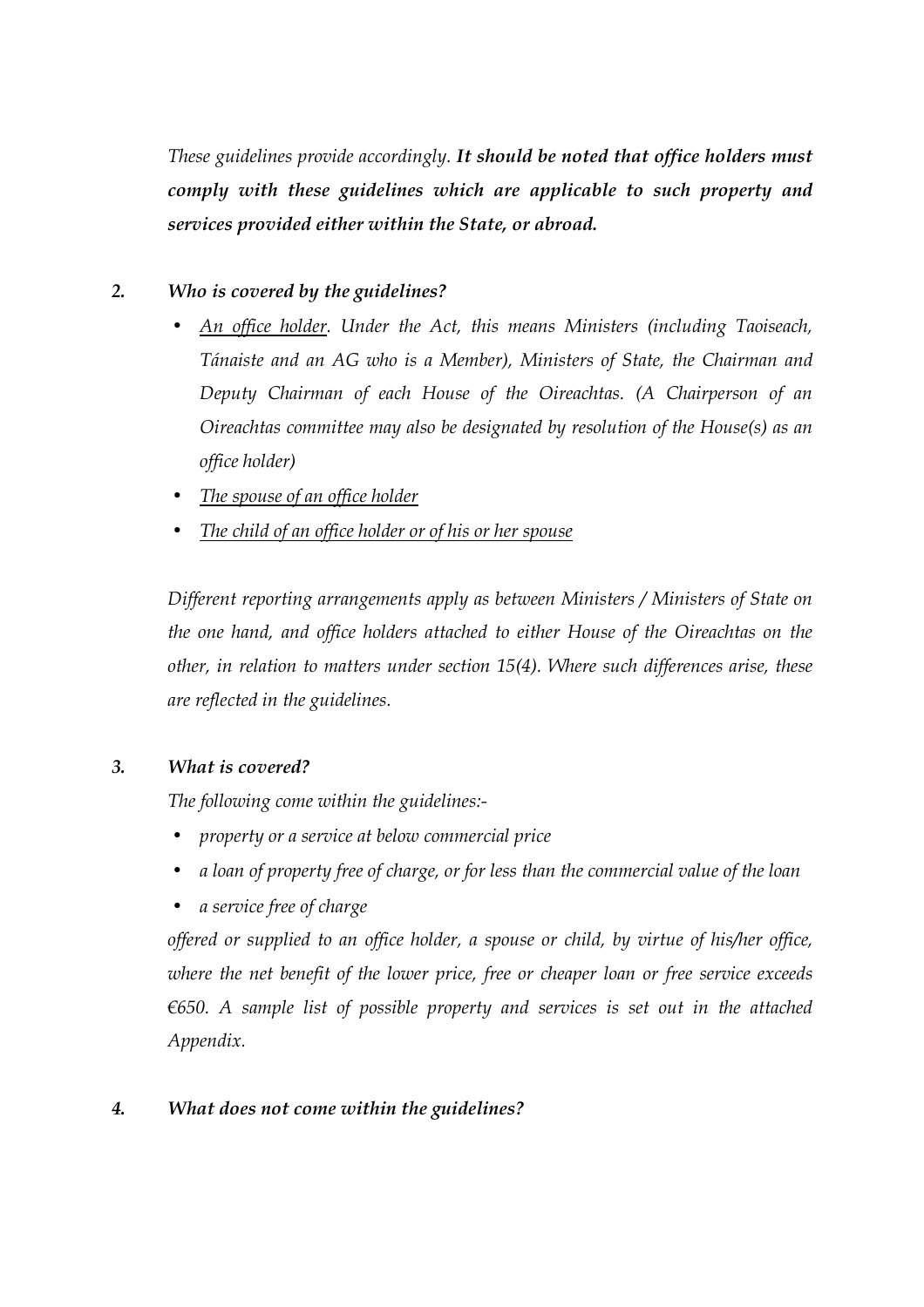*These guidelines provide accordingly.* ***It should be noted that office holders must comply with these guidelines which are applicable to such property and services provided either within the State, or abroad.***

### *2. Who is covered by the guidelines?*

- *An office holder. Under the Act, this means Ministers (including Taoiseach, Tánaiste and an AG who is a Member), Ministers of State, the Chairman and Deputy Chairman of each House of the Oireachtas. (A Chairperson of an Oireachtas committee may also be designated by resolution of the House(s) as an office holder)*
- *The spouse of an office holder*
- *The child of an office holder or of his or her spouse*

*Different reporting arrangements apply as between Ministers / Ministers of State on the one hand, and office holders attached to either House of the Oireachtas on the other, in relation to matters under section 15(4). Where such differences arise, these are reflected in the guidelines.*

### *3. What is covered?*

*The following come within the guidelines:-*

- *property or a service at below commercial price*
- *a loan of property free of charge, or for less than the commercial value of the loan*
- *a service free of charge*

*offered or supplied to an office holder, a spouse or child, by virtue of his/her office, where the net benefit of the lower price, free or cheaper loan or free service exceeds €650. A sample list of possible property and services is set out in the attached Appendix.*

### *4. What does not come within the guidelines?*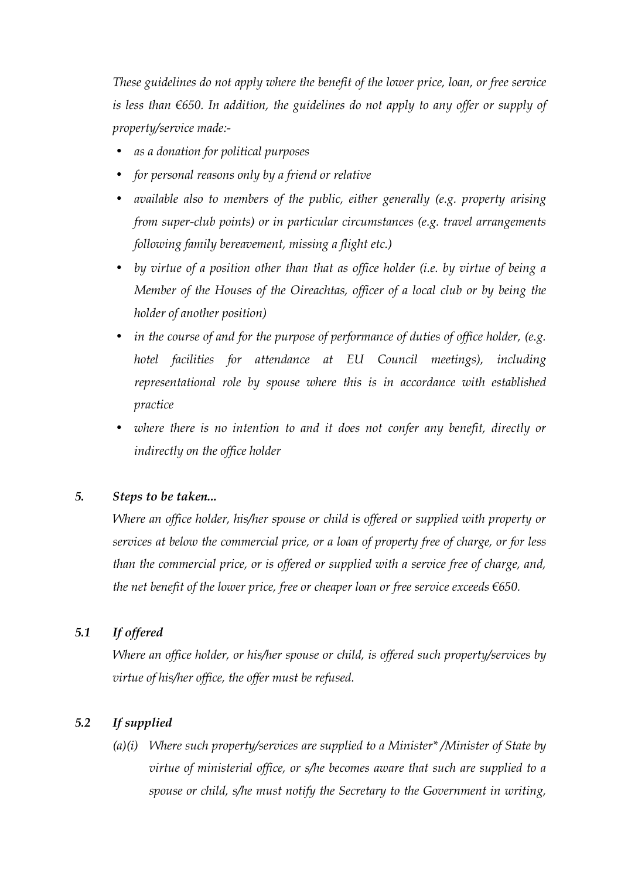*These guidelines do not apply where the benefit of the lower price, loan, or free service is less than €650. In addition, the guidelines do not apply to any offer or supply of property/service made:-*

- *as a donation for political purposes*
- *for personal reasons only by a friend or relative*
- *available also to members of the public, either generally (e.g. property arising from super-club points) or in particular circumstances (e.g. travel arrangements following family bereavement, missing a flight etc.)*
- *by virtue of a position other than that as office holder (i.e. by virtue of being a Member of the Houses of the Oireachtas, officer of a local club or by being the holder of another position)*
- *in the course of and for the purpose of performance of duties of office holder, (e.g. hotel facilities for attendance at EU Council meetings), including representational role by spouse where this is in accordance with established practice*
- *where there is no intention to and it does not confer any benefit, directly or indirectly on the office holder*

### *5. Steps to be taken...*

*Where an office holder, his/her spouse or child is offered or supplied with property or services at below the commercial price, or a loan of property free of charge, or for less than the commercial price, or is offered or supplied with a service free of charge, and, the net benefit of the lower price, free or cheaper loan or free service exceeds €650.*

### *5.1 If offered*

*Where an office holder, or his/her spouse or child, is offered such property/services by virtue of his/her office, the offer must be refused.*

### *5.2 If supplied*

*(a)(i) Where such property/services are supplied to a Minister\* /Minister of State by virtue of ministerial office, or s/he becomes aware that such are supplied to a spouse or child, s/he must notify the Secretary to the Government in writing,*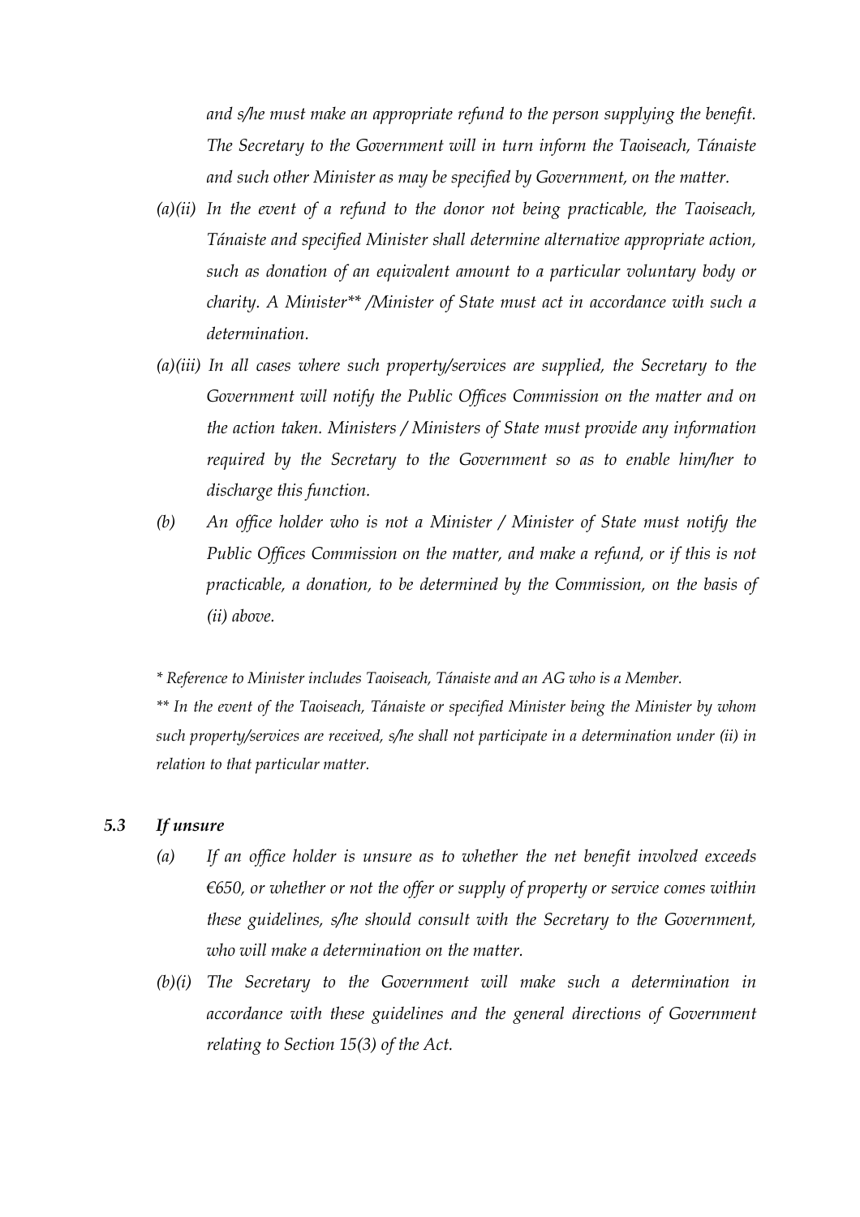*and s/he must make an appropriate refund to the person supplying the benefit. The Secretary to the Government will in turn inform the Taoiseach, Tánaiste and such other Minister as may be specified by Government, on the matter.*

*(a)(ii) In the event of a refund to the donor not being practicable, the Taoiseach, Tánaiste and specified Minister shall determine alternative appropriate action, such as donation of an equivalent amount to a particular voluntary body or charity. A Minister** /Minister of State must act in accordance with such a determination.*

*(a)(iii) In all cases where such property/services are supplied, the Secretary to the Government will notify the Public Offices Commission on the matter and on the action taken. Ministers / Ministers of State must provide any information required by the Secretary to the Government so as to enable him/her to discharge this function.*

*(b) An office holder who is not a Minister / Minister of State must notify the Public Offices Commission on the matter, and make a refund, or if this is not practicable, a donation, to be determined by the Commission, on the basis of (ii) above.*

*\* Reference to Minister includes Taoiseach, Tánaiste and an AG who is a Member.*

*\*\* In the event of the Taoiseach, Tánaiste or specified Minister being the Minister by whom such property/services are received, s/he shall not participate in a determination under (ii) in relation to that particular matter.*

### *5.3 If unsure*

*(a) If an office holder is unsure as to whether the net benefit involved exceeds €650, or whether or not the offer or supply of property or service comes within these guidelines, s/he should consult with the Secretary to the Government, who will make a determination on the matter.*

*(b)(i) The Secretary to the Government will make such a determination in accordance with these guidelines and the general directions of Government relating to Section 15(3) of the Act.*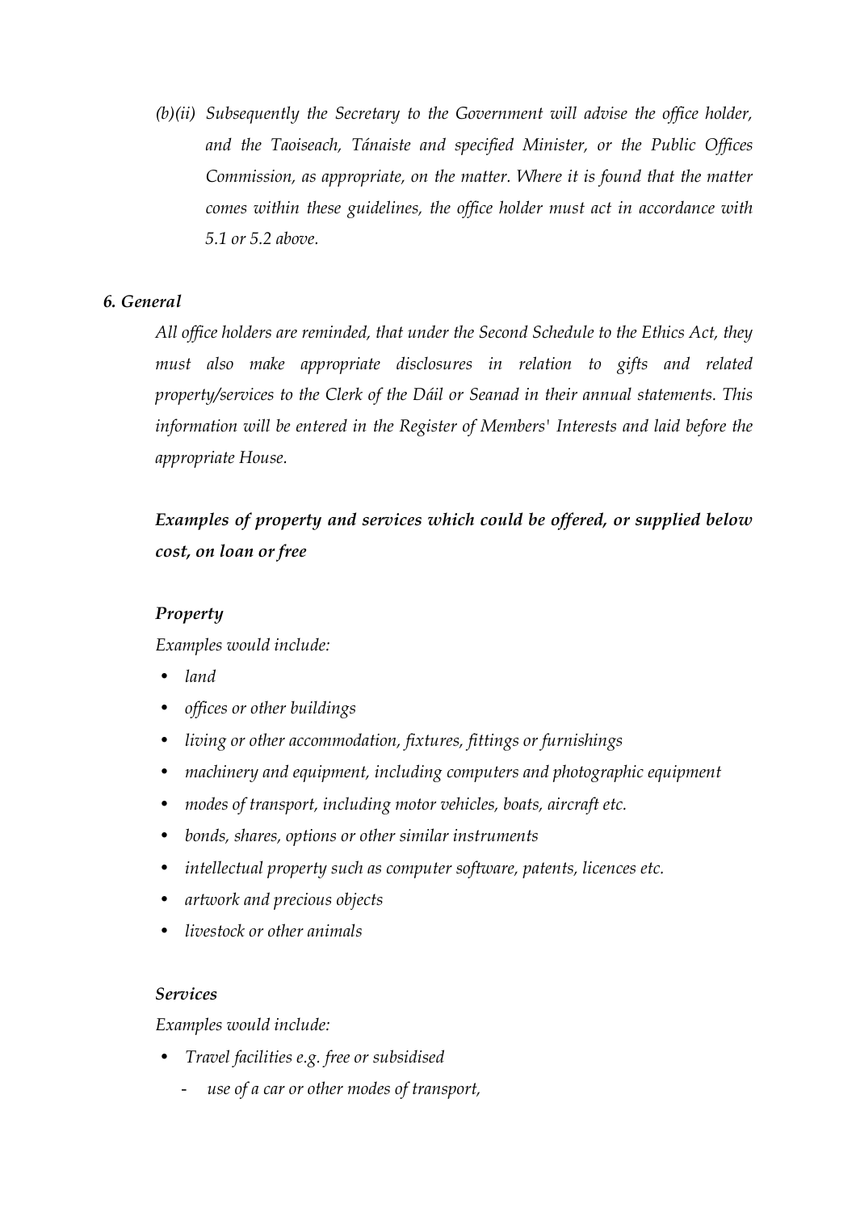*(b)(ii) Subsequently the Secretary to the Government will advise the office holder, and the Taoiseach, Tánaiste and specified Minister, or the Public Offices Commission, as appropriate, on the matter. Where it is found that the matter comes within these guidelines, the office holder must act in accordance with 5.1 or 5.2 above.*

### *6. General*

*All office holders are reminded, that under the Second Schedule to the Ethics Act, they must also make appropriate disclosures in relation to gifts and related property/services to the Clerk of the Dáil or Seanad in their annual statements. This information will be entered in the Register of Members' Interests and laid before the appropriate House.*

***Examples of property and services which could be offered, or supplied below cost, on loan or free***

***Property***

*Examples would include:*

- *land*
- *offices or other buildings*
- *living or other accommodation, fixtures, fittings or furnishings*
- *machinery and equipment, including computers and photographic equipment*
- *modes of transport, including motor vehicles, boats, aircraft etc.*
- *bonds, shares, options or other similar instruments*
- *intellectual property such as computer software, patents, licences etc.*
- *artwork and precious objects*
- *livestock or other animals*

***Services***

*Examples would include:*

- *Travel facilities e.g. free or subsidised*
  - *use of a car or other modes of transport,*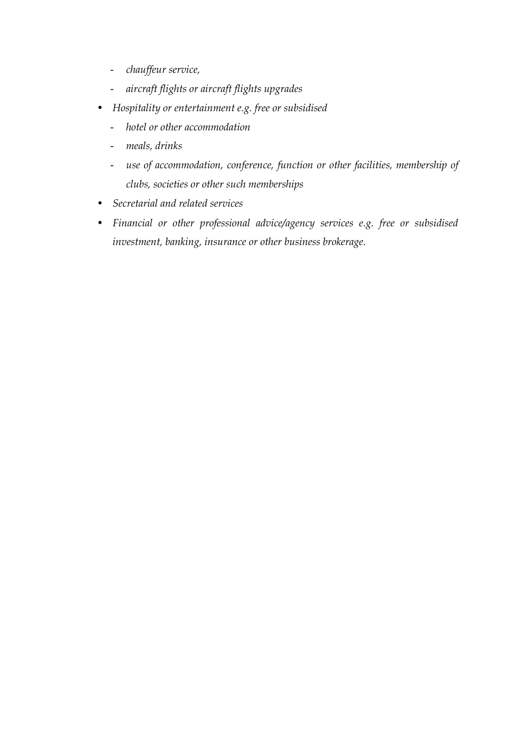- *chauffeur service,*
  - *aircraft flights or aircraft flights upgrades*
- *Hospitality or entertainment e.g. free or subsidised*
  - *hotel or other accommodation*
  - *meals, drinks*
  - *use of accommodation, conference, function or other facilities, membership of clubs, societies or other such memberships*
- *Secretarial and related services*
- *Financial or other professional advice/agency services e.g. free or subsidised investment, banking, insurance or other business brokerage.*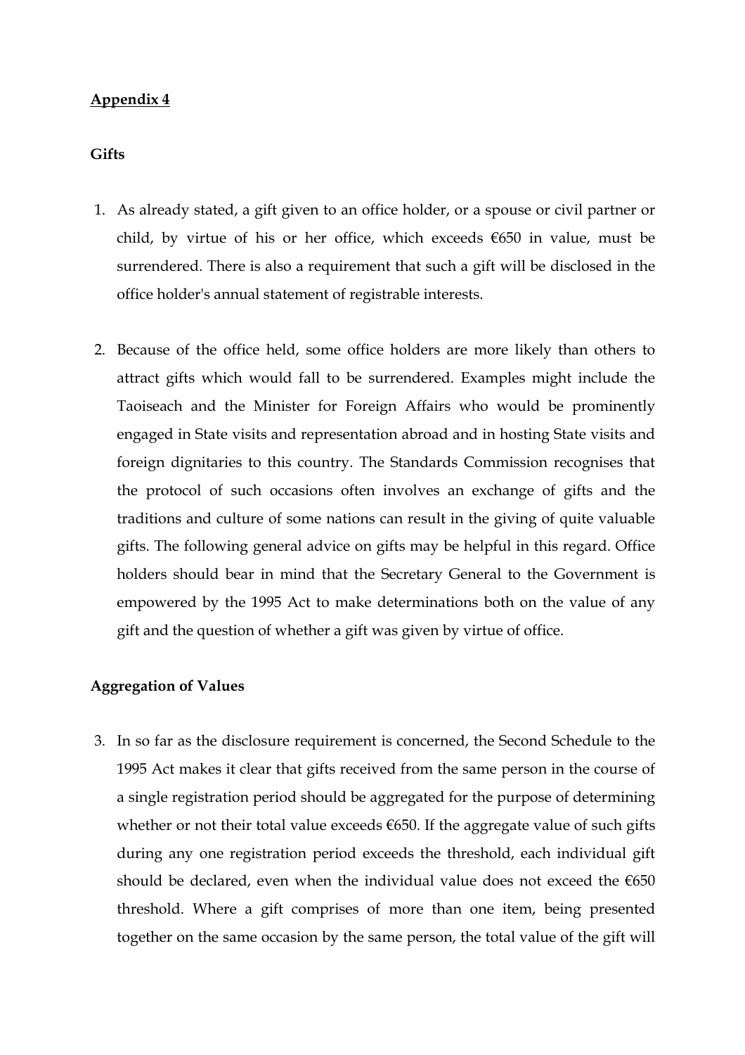**Appendix 4**

**Gifts**

1. As already stated, a gift given to an office holder, or a spouse or civil partner or child, by virtue of his or her office, which exceeds €650 in value, must be surrendered. There is also a requirement that such a gift will be disclosed in the office holder's annual statement of registrable interests.

2. Because of the office held, some office holders are more likely than others to attract gifts which would fall to be surrendered. Examples might include the Taoiseach and the Minister for Foreign Affairs who would be prominently engaged in State visits and representation abroad and in hosting State visits and foreign dignitaries to this country. The Standards Commission recognises that the protocol of such occasions often involves an exchange of gifts and the traditions and culture of some nations can result in the giving of quite valuable gifts. The following general advice on gifts may be helpful in this regard. Office holders should bear in mind that the Secretary General to the Government is empowered by the 1995 Act to make determinations both on the value of any gift and the question of whether a gift was given by virtue of office.

**Aggregation of Values**

3. In so far as the disclosure requirement is concerned, the Second Schedule to the 1995 Act makes it clear that gifts received from the same person in the course of a single registration period should be aggregated for the purpose of determining whether or not their total value exceeds €650. If the aggregate value of such gifts during any one registration period exceeds the threshold, each individual gift should be declared, even when the individual value does not exceed the €650 threshold. Where a gift comprises of more than one item, being presented together on the same occasion by the same person, the total value of the gift will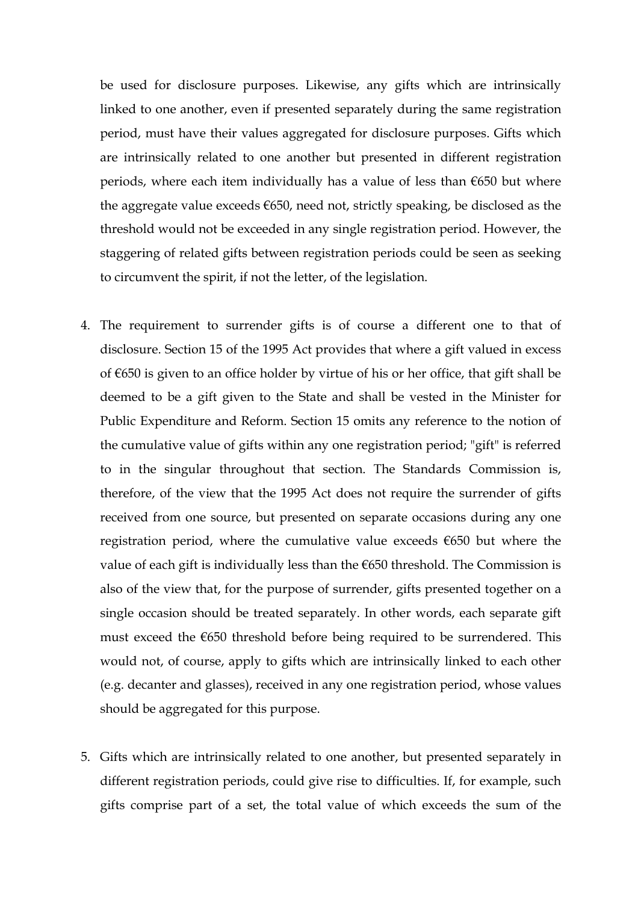be used for disclosure purposes. Likewise, any gifts which are intrinsically linked to one another, even if presented separately during the same registration period, must have their values aggregated for disclosure purposes. Gifts which are intrinsically related to one another but presented in different registration periods, where each item individually has a value of less than €650 but where the aggregate value exceeds €650, need not, strictly speaking, be disclosed as the threshold would not be exceeded in any single registration period. However, the staggering of related gifts between registration periods could be seen as seeking to circumvent the spirit, if not the letter, of the legislation.

4. The requirement to surrender gifts is of course a different one to that of disclosure. Section 15 of the 1995 Act provides that where a gift valued in excess of €650 is given to an office holder by virtue of his or her office, that gift shall be deemed to be a gift given to the State and shall be vested in the Minister for Public Expenditure and Reform. Section 15 omits any reference to the notion of the cumulative value of gifts within any one registration period; "gift" is referred to in the singular throughout that section. The Standards Commission is, therefore, of the view that the 1995 Act does not require the surrender of gifts received from one source, but presented on separate occasions during any one registration period, where the cumulative value exceeds €650 but where the value of each gift is individually less than the €650 threshold. The Commission is also of the view that, for the purpose of surrender, gifts presented together on a single occasion should be treated separately. In other words, each separate gift must exceed the €650 threshold before being required to be surrendered. This would not, of course, apply to gifts which are intrinsically linked to each other (e.g. decanter and glasses), received in any one registration period, whose values should be aggregated for this purpose.

5. Gifts which are intrinsically related to one another, but presented separately in different registration periods, could give rise to difficulties. If, for example, such gifts comprise part of a set, the total value of which exceeds the sum of the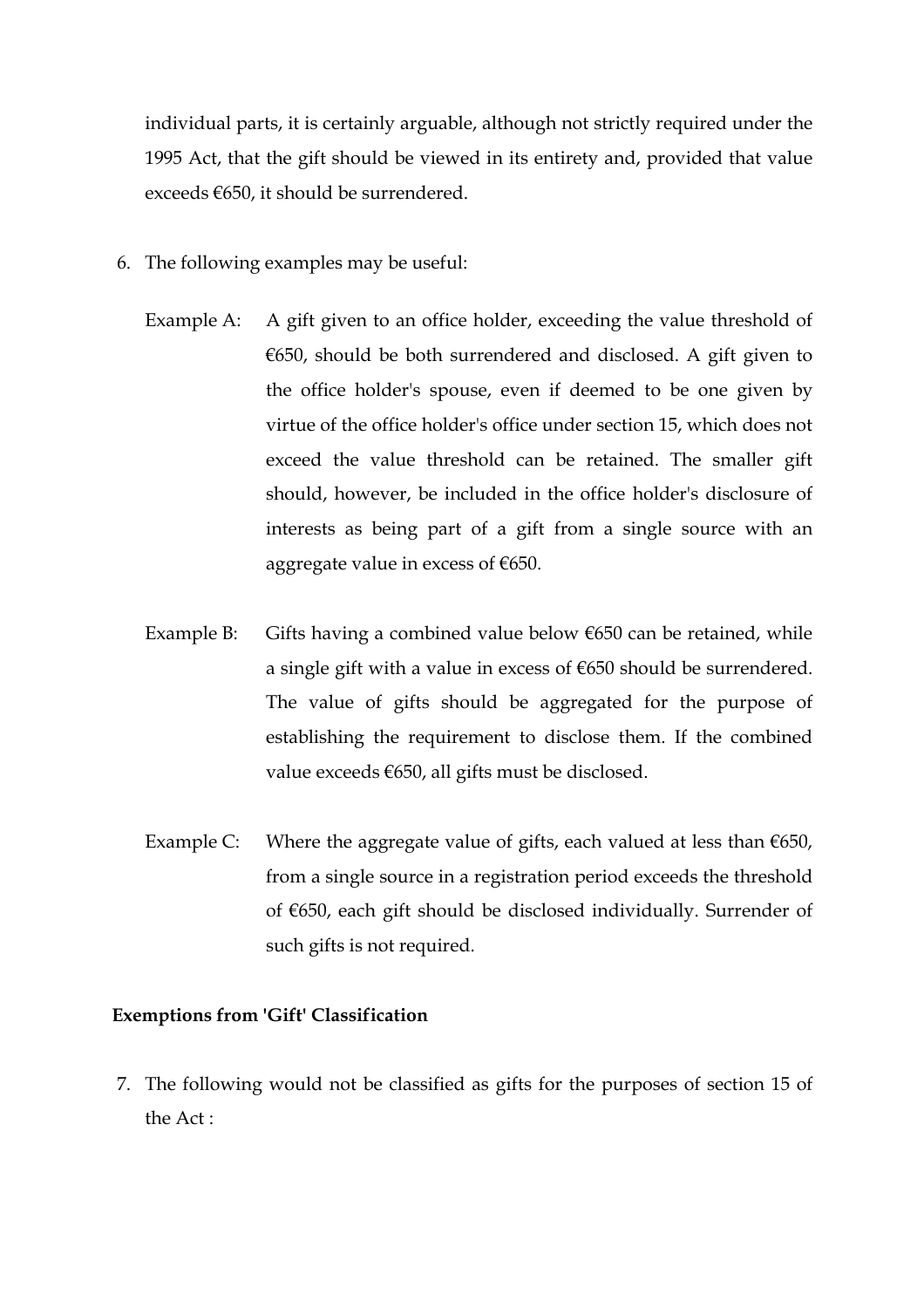individual parts, it is certainly arguable, although not strictly required under the 1995 Act, that the gift should be viewed in its entirety and, provided that value exceeds €650, it should be surrendered.

6. The following examples may be useful:

   Example A: A gift given to an office holder, exceeding the value threshold of €650, should be both surrendered and disclosed. A gift given to the office holder's spouse, even if deemed to be one given by virtue of the office holder's office under section 15, which does not exceed the value threshold can be retained. The smaller gift should, however, be included in the office holder's disclosure of interests as being part of a gift from a single source with an aggregate value in excess of €650.

   Example B: Gifts having a combined value below €650 can be retained, while a single gift with a value in excess of €650 should be surrendered. The value of gifts should be aggregated for the purpose of establishing the requirement to disclose them. If the combined value exceeds €650, all gifts must be disclosed.

   Example C: Where the aggregate value of gifts, each valued at less than €650, from a single source in a registration period exceeds the threshold of €650, each gift should be disclosed individually. Surrender of such gifts is not required.

**Exemptions from 'Gift' Classification**

7. The following would not be classified as gifts for the purposes of section 15 of the Act :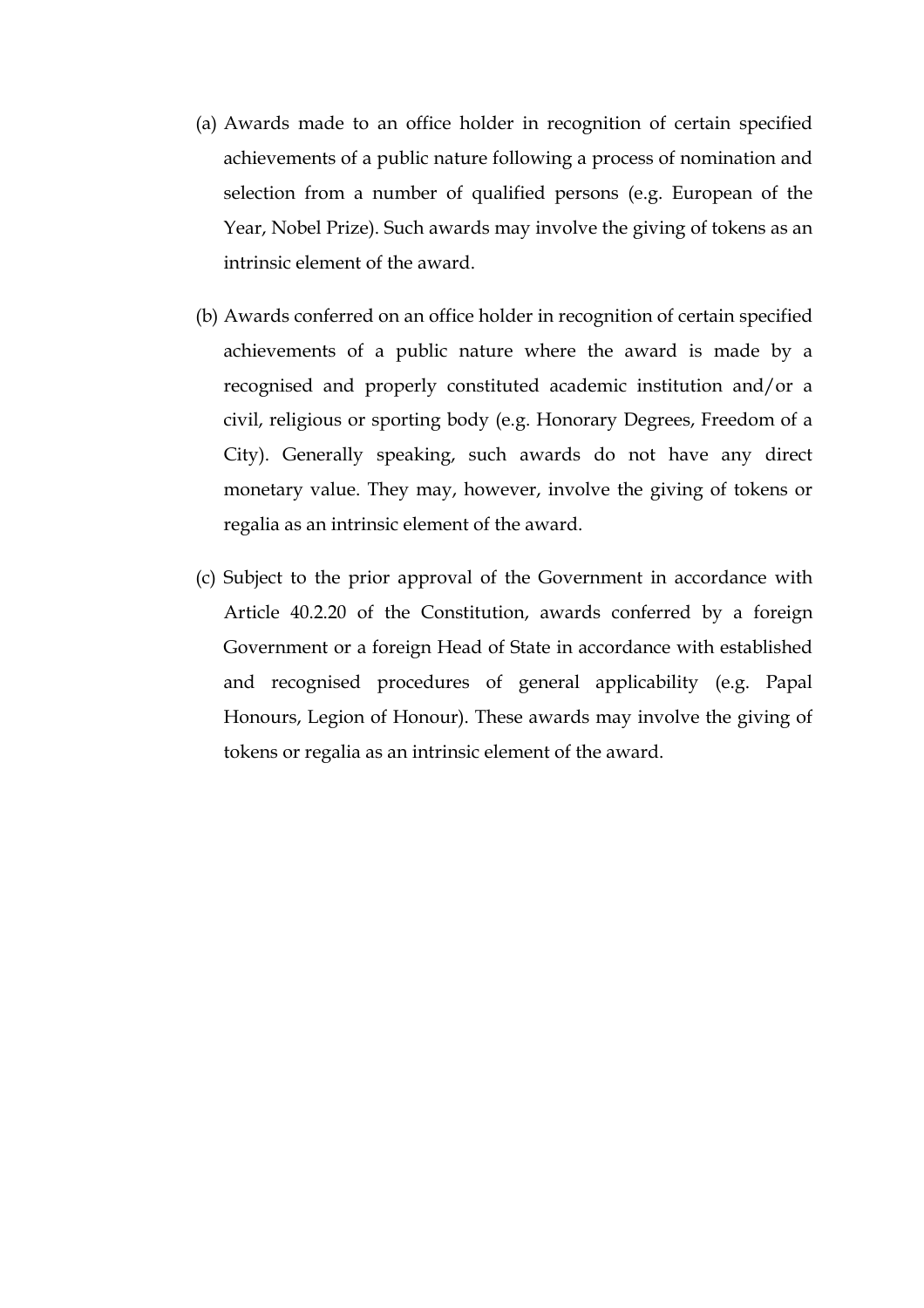(a) Awards made to an office holder in recognition of certain specified achievements of a public nature following a process of nomination and selection from a number of qualified persons (e.g. European of the Year, Nobel Prize). Such awards may involve the giving of tokens as an intrinsic element of the award.

(b) Awards conferred on an office holder in recognition of certain specified achievements of a public nature where the award is made by a recognised and properly constituted academic institution and/or a civil, religious or sporting body (e.g. Honorary Degrees, Freedom of a City). Generally speaking, such awards do not have any direct monetary value. They may, however, involve the giving of tokens or regalia as an intrinsic element of the award.

(c) Subject to the prior approval of the Government in accordance with Article 40.2.20 of the Constitution, awards conferred by a foreign Government or a foreign Head of State in accordance with established and recognised procedures of general applicability (e.g. Papal Honours, Legion of Honour). These awards may involve the giving of tokens or regalia as an intrinsic element of the award.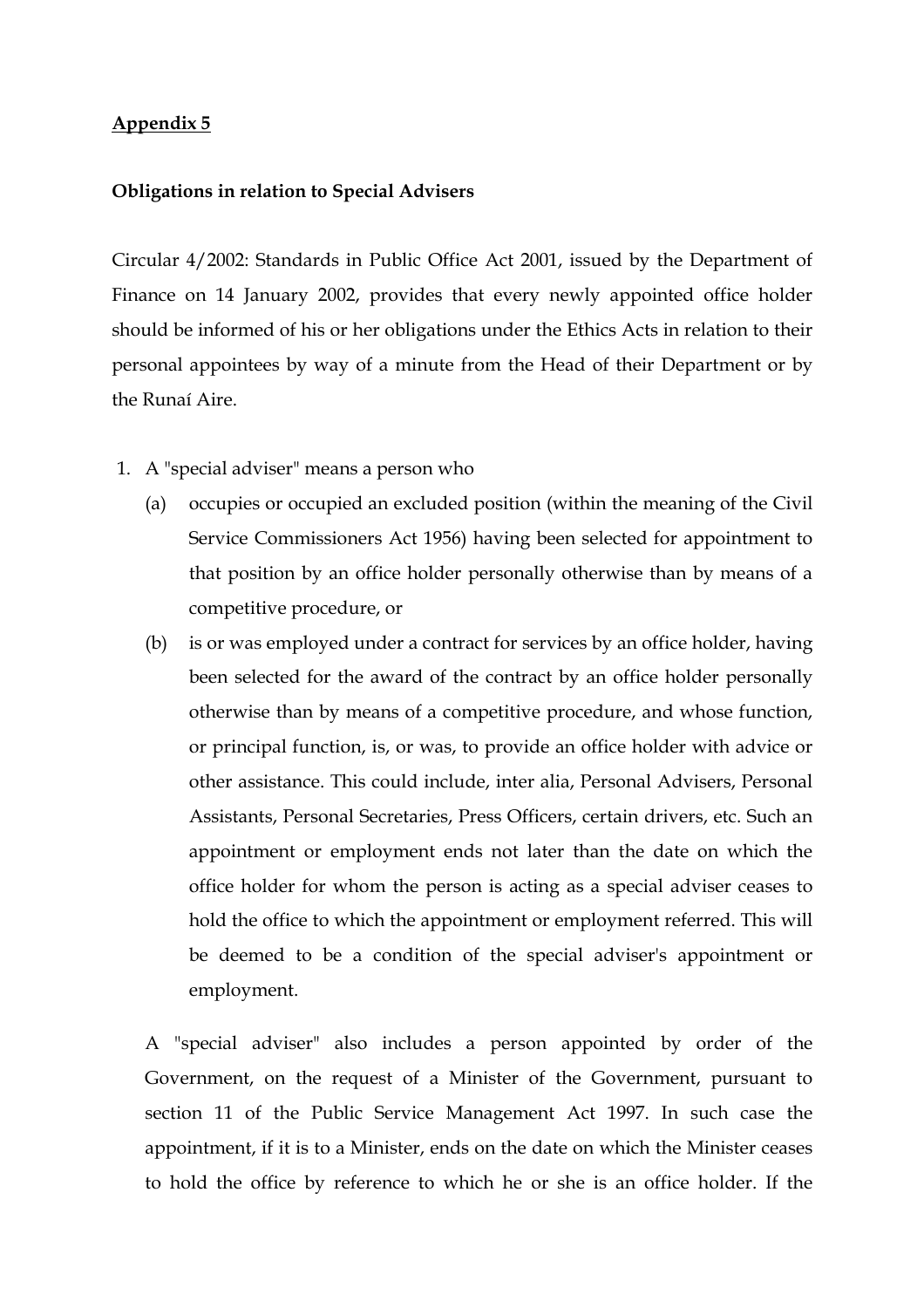**Appendix 5**

**Obligations in relation to Special Advisers**

Circular 4/2002: Standards in Public Office Act 2001, issued by the Department of Finance on 14 January 2002, provides that every newly appointed office holder should be informed of his or her obligations under the Ethics Acts in relation to their personal appointees by way of a minute from the Head of their Department or by the Runaí Aire.

1. A "special adviser" means a person who
   (a) occupies or occupied an excluded position (within the meaning of the Civil Service Commissioners Act 1956) having been selected for appointment to that position by an office holder personally otherwise than by means of a competitive procedure, or
   (b) is or was employed under a contract for services by an office holder, having been selected for the award of the contract by an office holder personally otherwise than by means of a competitive procedure, and whose function, or principal function, is, or was, to provide an office holder with advice or other assistance. This could include, inter alia, Personal Advisers, Personal Assistants, Personal Secretaries, Press Officers, certain drivers, etc. Such an appointment or employment ends not later than the date on which the office holder for whom the person is acting as a special adviser ceases to hold the office to which the appointment or employment referred. This will be deemed to be a condition of the special adviser's appointment or employment.

   A "special adviser" also includes a person appointed by order of the Government, on the request of a Minister of the Government, pursuant to section 11 of the Public Service Management Act 1997. In such case the appointment, if it is to a Minister, ends on the date on which the Minister ceases to hold the office by reference to which he or she is an office holder. If the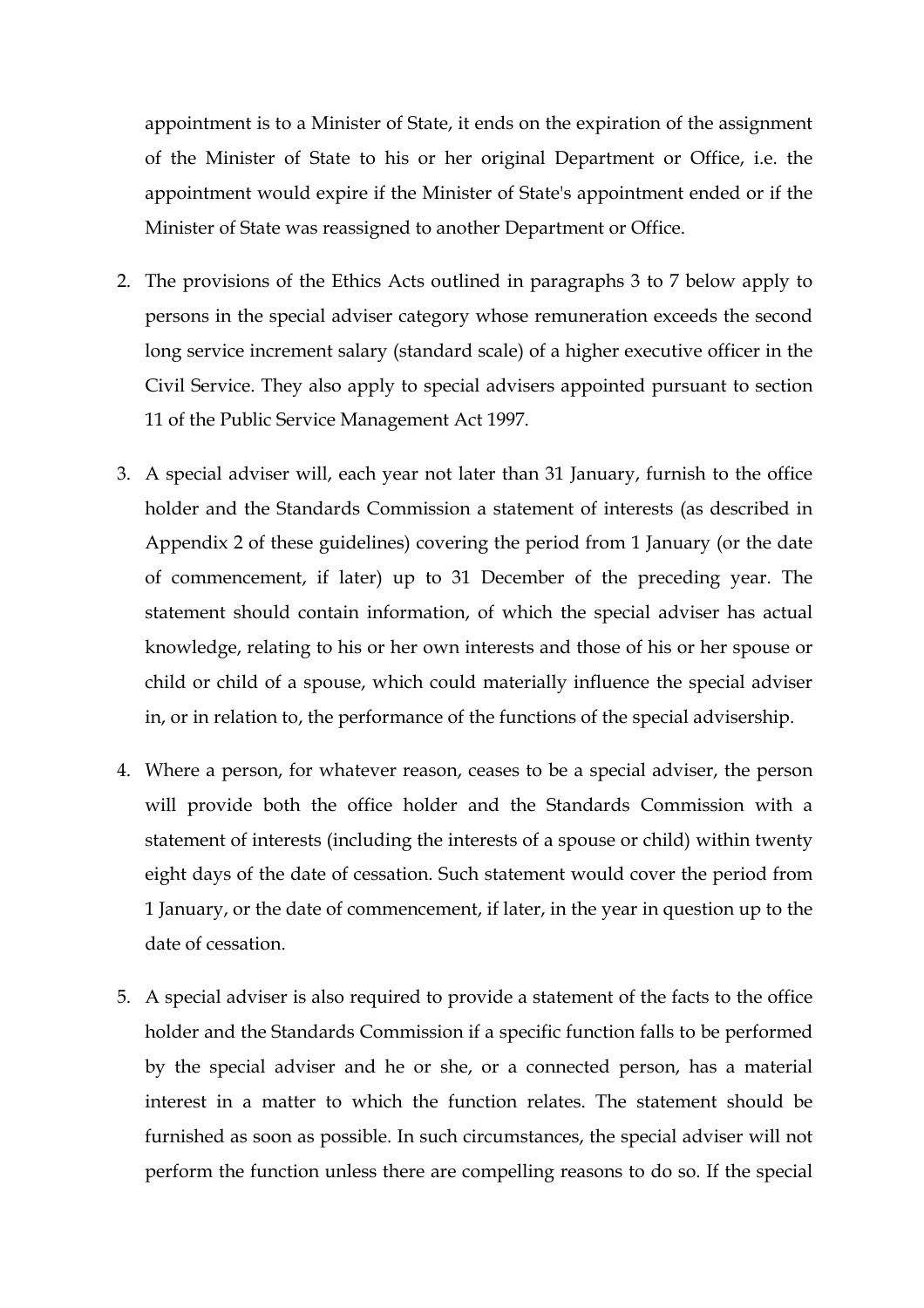appointment is to a Minister of State, it ends on the expiration of the assignment of the Minister of State to his or her original Department or Office, i.e. the appointment would expire if the Minister of State's appointment ended or if the Minister of State was reassigned to another Department or Office.

2. The provisions of the Ethics Acts outlined in paragraphs 3 to 7 below apply to persons in the special adviser category whose remuneration exceeds the second long service increment salary (standard scale) of a higher executive officer in the Civil Service. They also apply to special advisers appointed pursuant to section 11 of the Public Service Management Act 1997.

3. A special adviser will, each year not later than 31 January, furnish to the office holder and the Standards Commission a statement of interests (as described in Appendix 2 of these guidelines) covering the period from 1 January (or the date of commencement, if later) up to 31 December of the preceding year. The statement should contain information, of which the special adviser has actual knowledge, relating to his or her own interests and those of his or her spouse or child or child of a spouse, which could materially influence the special adviser in, or in relation to, the performance of the functions of the special advisership.

4. Where a person, for whatever reason, ceases to be a special adviser, the person will provide both the office holder and the Standards Commission with a statement of interests (including the interests of a spouse or child) within twenty eight days of the date of cessation. Such statement would cover the period from 1 January, or the date of commencement, if later, in the year in question up to the date of cessation.

5. A special adviser is also required to provide a statement of the facts to the office holder and the Standards Commission if a specific function falls to be performed by the special adviser and he or she, or a connected person, has a material interest in a matter to which the function relates. The statement should be furnished as soon as possible. In such circumstances, the special adviser will not perform the function unless there are compelling reasons to do so. If the special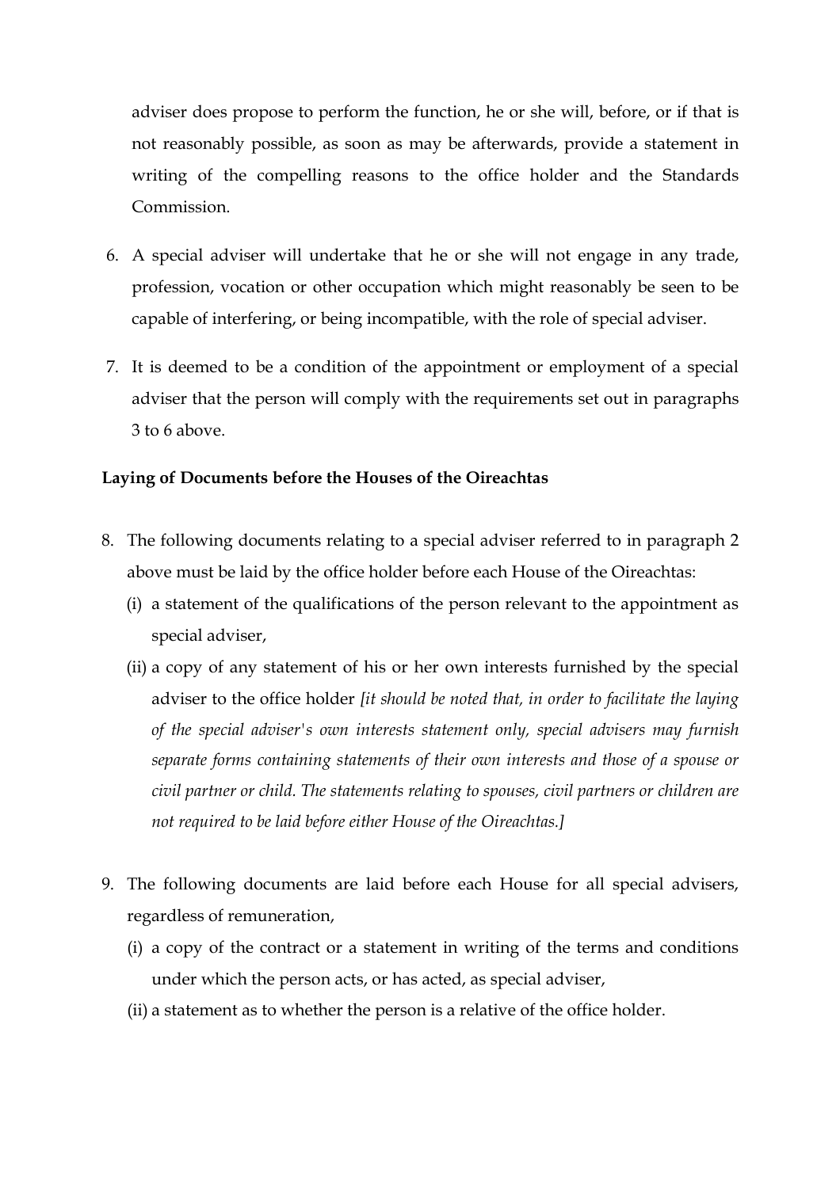adviser does propose to perform the function, he or she will, before, or if that is not reasonably possible, as soon as may be afterwards, provide a statement in writing of the compelling reasons to the office holder and the Standards Commission.

6. A special adviser will undertake that he or she will not engage in any trade, profession, vocation or other occupation which might reasonably be seen to be capable of interfering, or being incompatible, with the role of special adviser.

7. It is deemed to be a condition of the appointment or employment of a special adviser that the person will comply with the requirements set out in paragraphs 3 to 6 above.

**Laying of Documents before the Houses of the Oireachtas**

8. The following documents relating to a special adviser referred to in paragraph 2 above must be laid by the office holder before each House of the Oireachtas:
   (i) a statement of the qualifications of the person relevant to the appointment as special adviser,
   (ii) a copy of any statement of his or her own interests furnished by the special adviser to the office holder *[it should be noted that, in order to facilitate the laying of the special adviser's own interests statement only, special advisers may furnish separate forms containing statements of their own interests and those of a spouse or civil partner or child. The statements relating to spouses, civil partners or children are not required to be laid before either House of the Oireachtas.]*

9. The following documents are laid before each House for all special advisers, regardless of remuneration,
   (i) a copy of the contract or a statement in writing of the terms and conditions under which the person acts, or has acted, as special adviser,
   (ii) a statement as to whether the person is a relative of the office holder.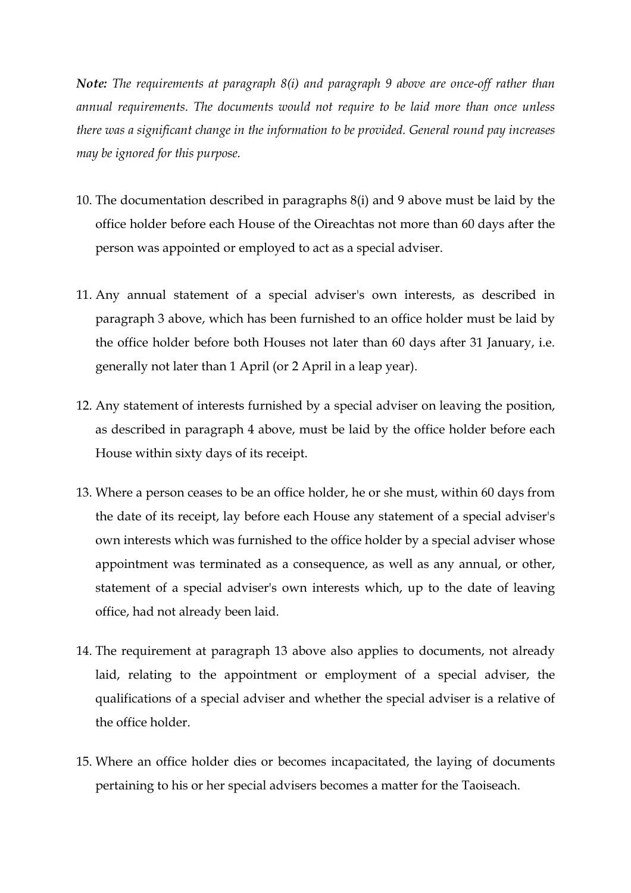***Note:*** *The requirements at paragraph 8(i) and paragraph 9 above are once-off rather than annual requirements. The documents would not require to be laid more than once unless there was a significant change in the information to be provided. General round pay increases may be ignored for this purpose.*

10. The documentation described in paragraphs 8(i) and 9 above must be laid by the office holder before each House of the Oireachtas not more than 60 days after the person was appointed or employed to act as a special adviser.

11. Any annual statement of a special adviser's own interests, as described in paragraph 3 above, which has been furnished to an office holder must be laid by the office holder before both Houses not later than 60 days after 31 January, i.e. generally not later than 1 April (or 2 April in a leap year).

12. Any statement of interests furnished by a special adviser on leaving the position, as described in paragraph 4 above, must be laid by the office holder before each House within sixty days of its receipt.

13. Where a person ceases to be an office holder, he or she must, within 60 days from the date of its receipt, lay before each House any statement of a special adviser's own interests which was furnished to the office holder by a special adviser whose appointment was terminated as a consequence, as well as any annual, or other, statement of a special adviser's own interests which, up to the date of leaving office, had not already been laid.

14. The requirement at paragraph 13 above also applies to documents, not already laid, relating to the appointment or employment of a special adviser, the qualifications of a special adviser and whether the special adviser is a relative of the office holder.

15. Where an office holder dies or becomes incapacitated, the laying of documents pertaining to his or her special advisers becomes a matter for the Taoiseach.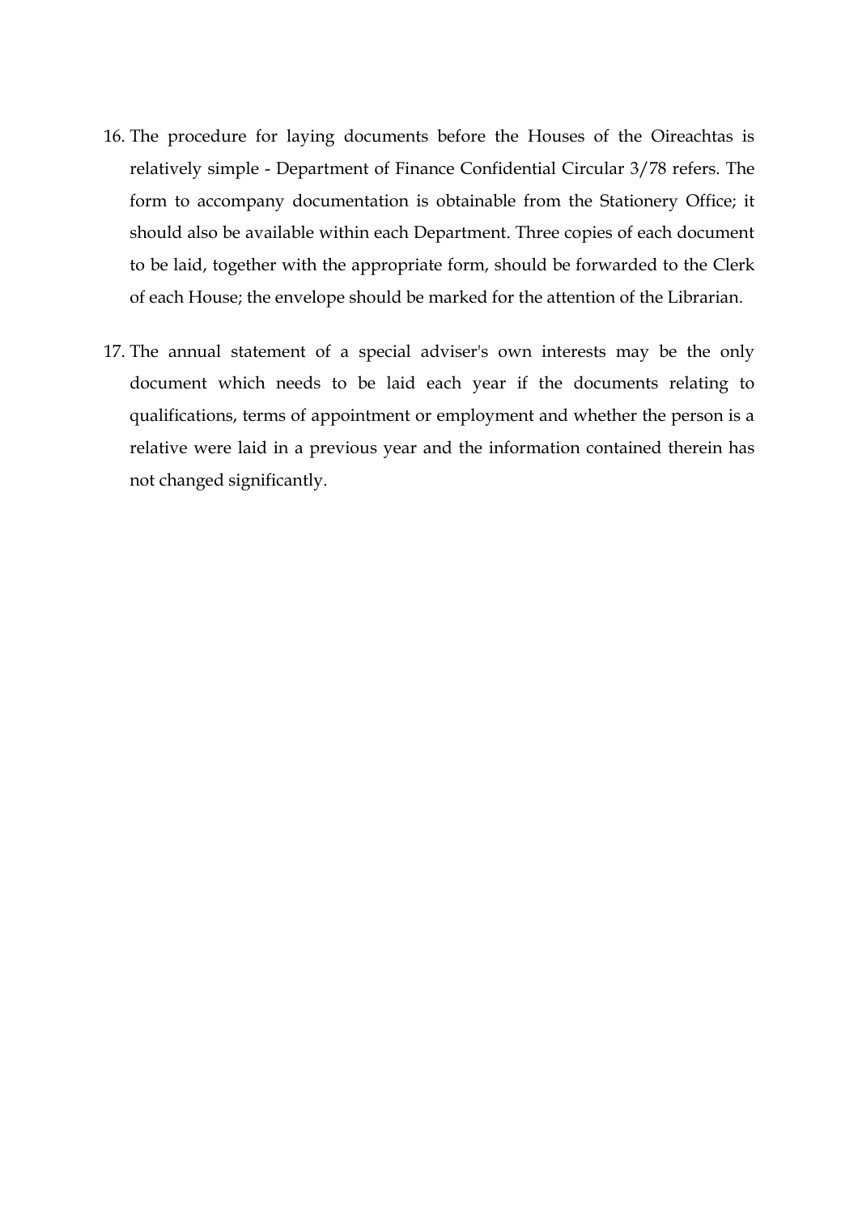16. The procedure for laying documents before the Houses of the Oireachtas is relatively simple - Department of Finance Confidential Circular 3/78 refers. The form to accompany documentation is obtainable from the Stationery Office; it should also be available within each Department. Three copies of each document to be laid, together with the appropriate form, should be forwarded to the Clerk of each House; the envelope should be marked for the attention of the Librarian.

17. The annual statement of a special adviser's own interests may be the only document which needs to be laid each year if the documents relating to qualifications, terms of appointment or employment and whether the person is a relative were laid in a previous year and the information contained therein has not changed significantly.